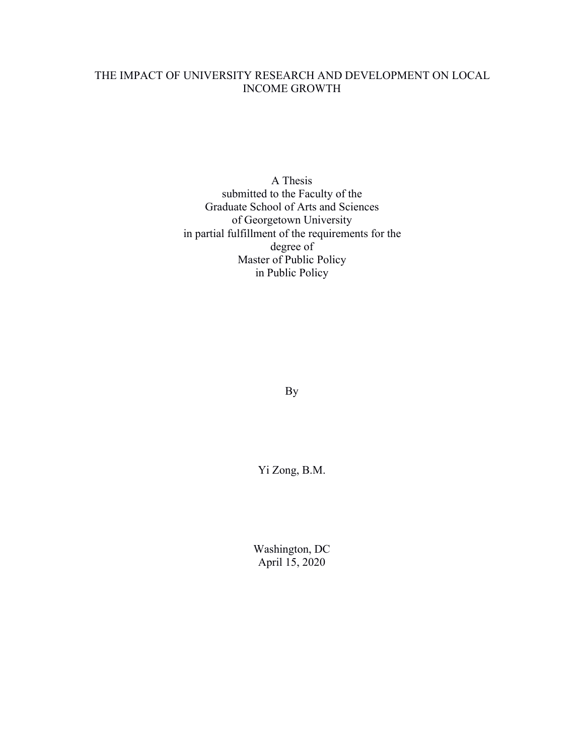# THE IMPACT OF UNIVERSITY RESEARCH AND DEVELOPMENT ON LOCAL INCOME GROWTH

A Thesis
submitted to the Faculty of the
Graduate School of Arts and Sciences
of Georgetown University
in partial fulfillment of the requirements for the
degree of
Master of Public Policy
in Public Policy

By

Yi Zong, B.M.

Washington, DC
April 15, 2020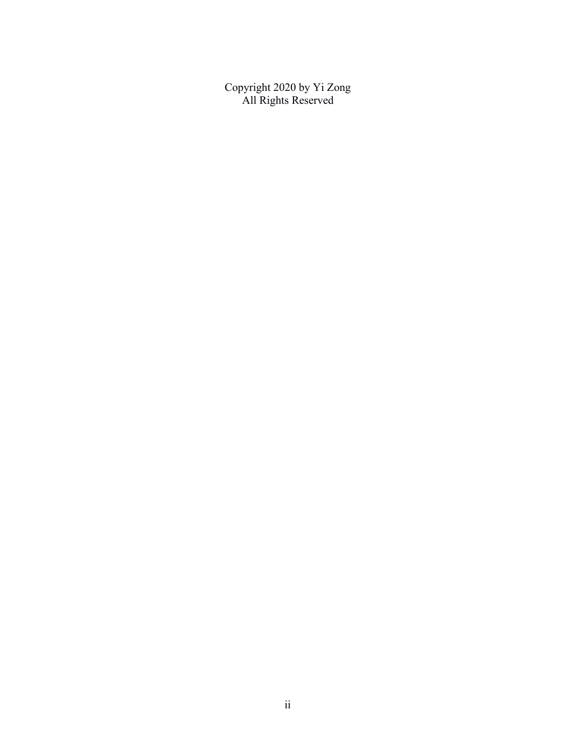Copyright 2020 by Yi Zong
All Rights Reserved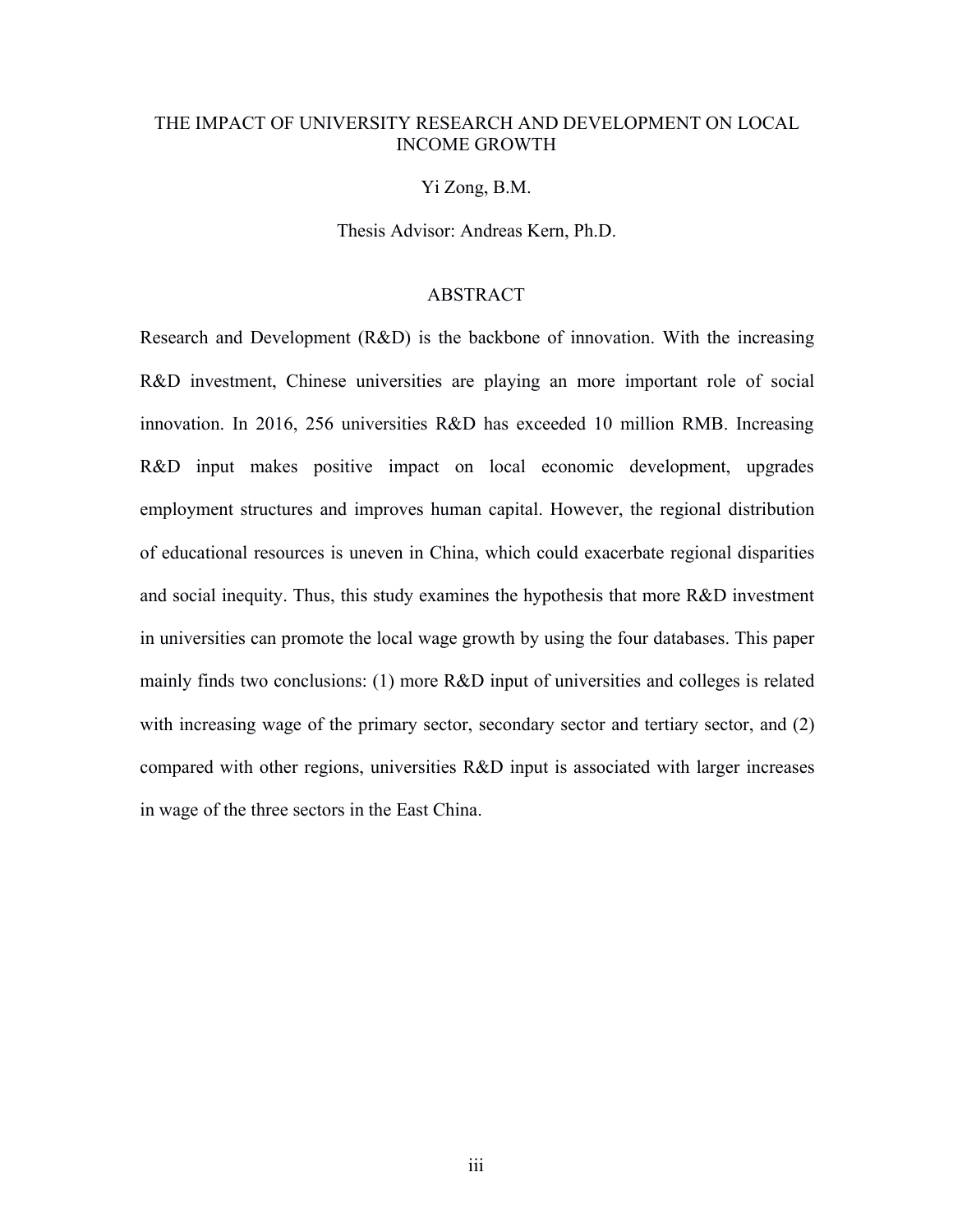THE IMPACT OF UNIVERSITY RESEARCH AND DEVELOPMENT ON LOCAL INCOME GROWTH

Yi Zong, B.M.

Thesis Advisor: Andreas Kern, Ph.D.

## ABSTRACT

Research and Development (R&D) is the backbone of innovation. With the increasing R&D investment, Chinese universities are playing an more important role of social innovation. In 2016, 256 universities R&D has exceeded 10 million RMB. Increasing R&D input makes positive impact on local economic development, upgrades employment structures and improves human capital. However, the regional distribution of educational resources is uneven in China, which could exacerbate regional disparities and social inequity. Thus, this study examines the hypothesis that more R&D investment in universities can promote the local wage growth by using the four databases. This paper mainly finds two conclusions: (1) more R&D input of universities and colleges is related with increasing wage of the primary sector, secondary sector and tertiary sector, and (2) compared with other regions, universities R&D input is associated with larger increases in wage of the three sectors in the East China.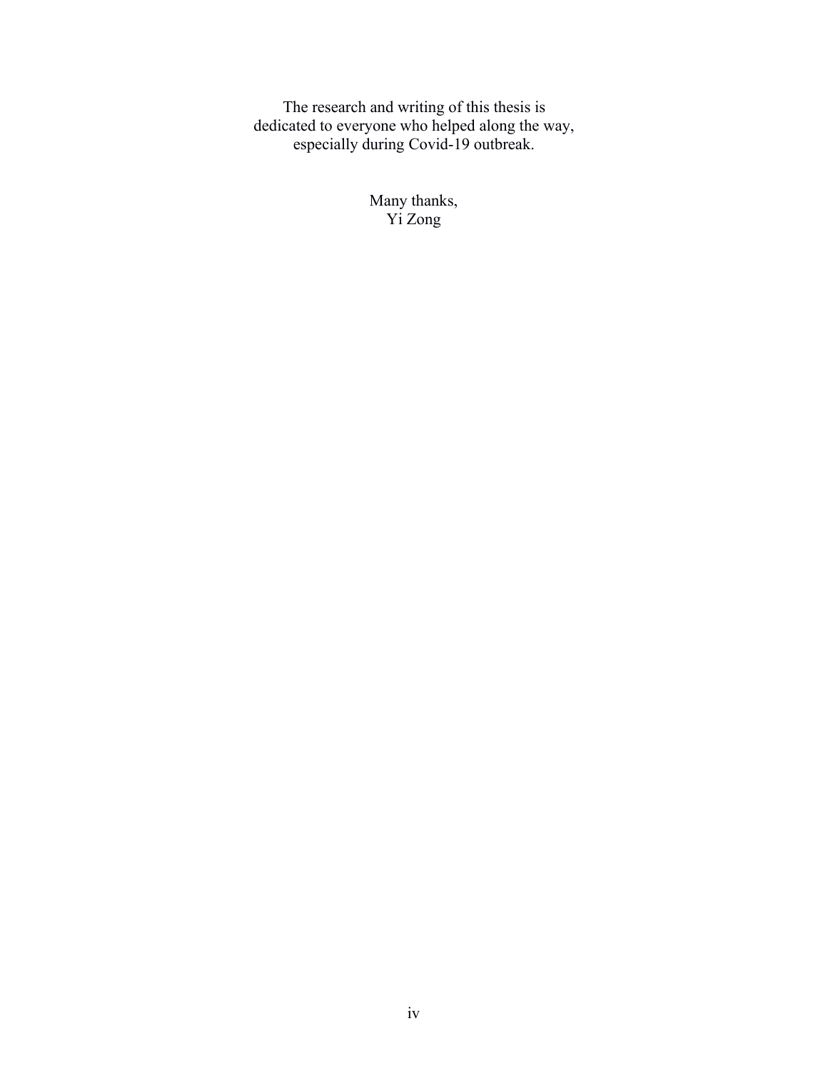The research and writing of this thesis is
dedicated to everyone who helped along the way,
especially during Covid-19 outbreak.

Many thanks,
Yi Zong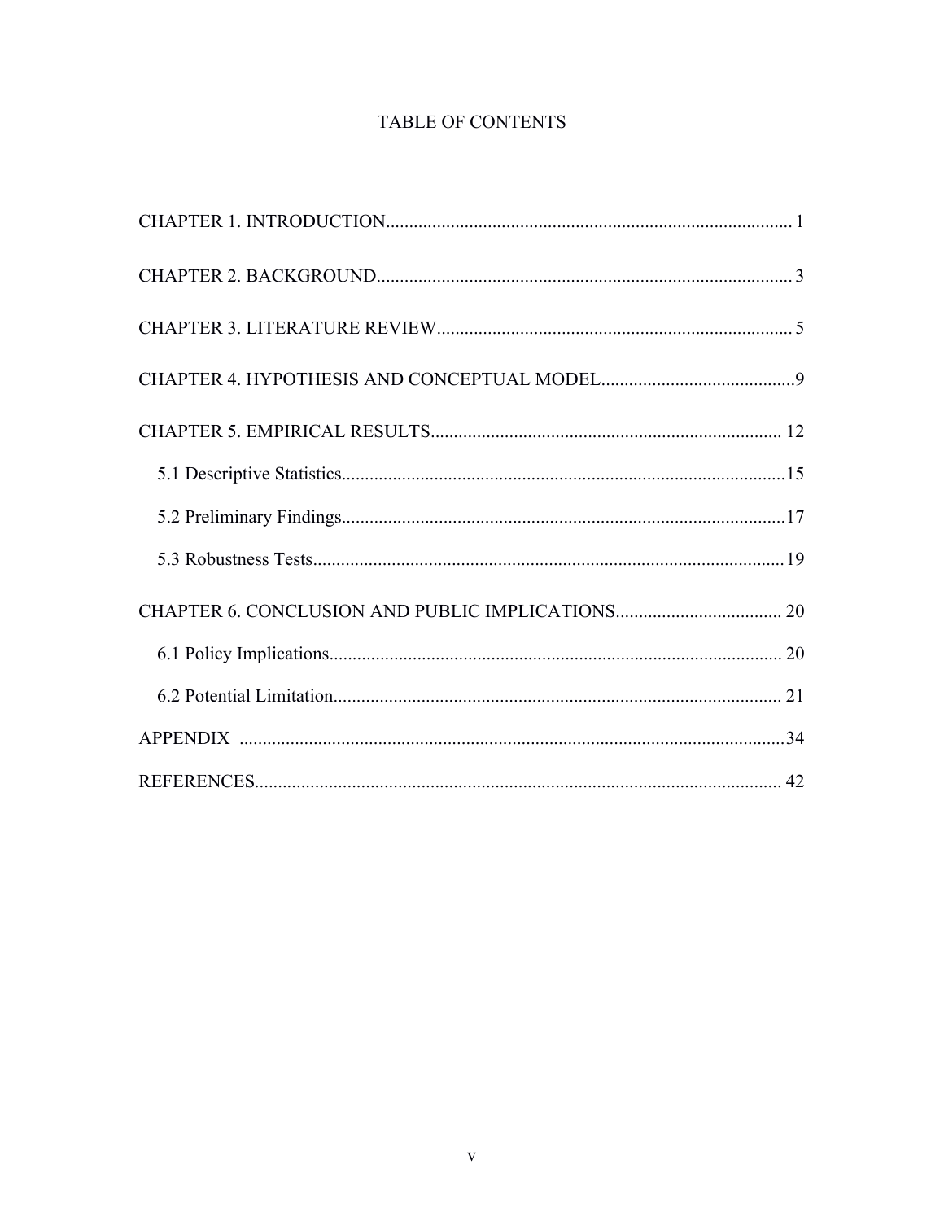# TABLE OF CONTENTS

CHAPTER 1. INTRODUCTION........................................................................................ 1

CHAPTER 2. BACKGROUND.......................................................................................... 3

CHAPTER 3. LITERATURE REVIEW............................................................................ 5

CHAPTER 4. HYPOTHESIS AND CONCEPTUAL MODEL..........................................9

CHAPTER 5. EMPIRICAL RESULTS............................................................................ 12

 5.1 Descriptive Statistics................................................................................................15

 5.2 Preliminary Findings................................................................................................17

 5.3 Robustness Tests......................................................................................................19

CHAPTER 6. CONCLUSION AND PUBLIC IMPLICATIONS.................................... 20

 6.1 Policy Implications.................................................................................................. 20

 6.2 Potential Limitation................................................................................................. 21

APPENDIX ......................................................................................................................34

REFERENCES.................................................................................................................. 42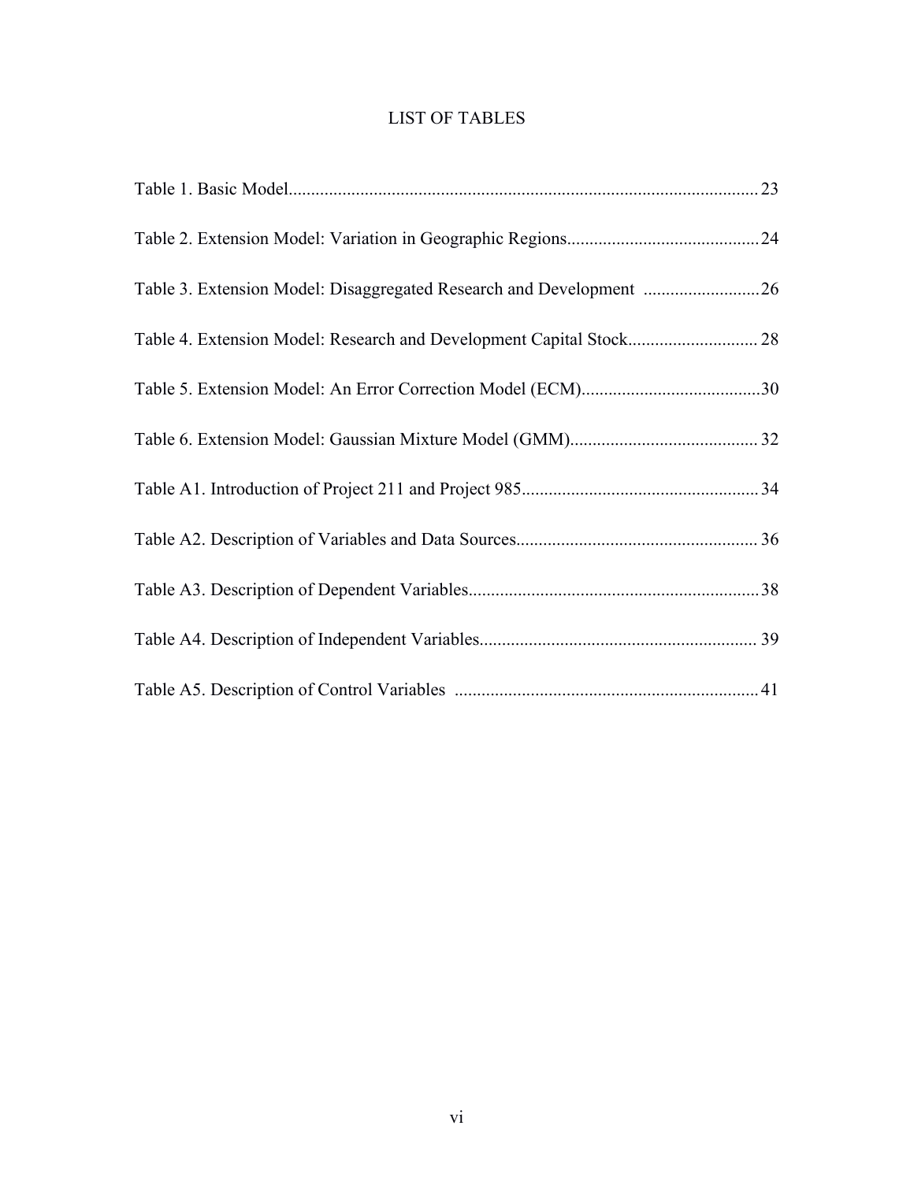# LIST OF TABLES

Table 1. Basic Model........................................................................................................ 23

Table 2. Extension Model: Variation in Geographic Regions........................................... 24

Table 3. Extension Model: Disaggregated Research and Development .......................... 26

Table 4. Extension Model: Research and Development Capital Stock............................. 28

Table 5. Extension Model: An Error Correction Model (ECM)........................................ 30

Table 6. Extension Model: Gaussian Mixture Model (GMM).......................................... 32

Table A1. Introduction of Project 211 and Project 985..................................................... 34

Table A2. Description of Variables and Data Sources...................................................... 36

Table A3. Description of Dependent Variables................................................................. 38

Table A4. Description of Independent Variables.............................................................. 39

Table A5. Description of Control Variables .................................................................... 41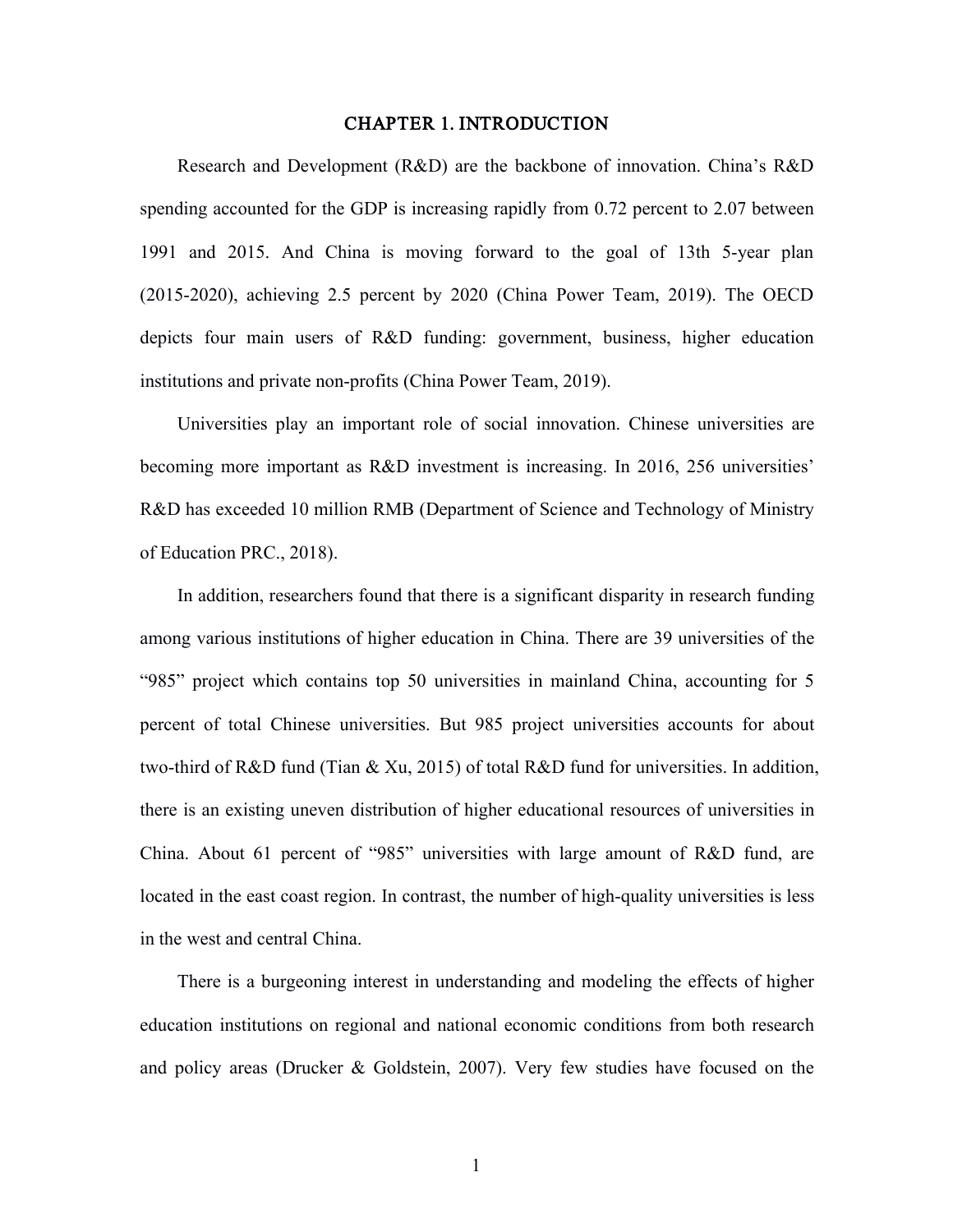# CHAPTER 1. INTRODUCTION

Research and Development (R&D) are the backbone of innovation. China's R&D spending accounted for the GDP is increasing rapidly from 0.72 percent to 2.07 between 1991 and 2015. And China is moving forward to the goal of 13th 5-year plan (2015-2020), achieving 2.5 percent by 2020 (China Power Team, 2019). The OECD depicts four main users of R&D funding: government, business, higher education institutions and private non-profits (China Power Team, 2019).

Universities play an important role of social innovation. Chinese universities are becoming more important as R&D investment is increasing. In 2016, 256 universities' R&D has exceeded 10 million RMB (Department of Science and Technology of Ministry of Education PRC., 2018).

In addition, researchers found that there is a significant disparity in research funding among various institutions of higher education in China. There are 39 universities of the "985" project which contains top 50 universities in mainland China, accounting for 5 percent of total Chinese universities. But 985 project universities accounts for about two-third of R&D fund (Tian & Xu, 2015) of total R&D fund for universities. In addition, there is an existing uneven distribution of higher educational resources of universities in China. About 61 percent of "985" universities with large amount of R&D fund, are located in the east coast region. In contrast, the number of high-quality universities is less in the west and central China.

There is a burgeoning interest in understanding and modeling the effects of higher education institutions on regional and national economic conditions from both research and policy areas (Drucker & Goldstein, 2007). Very few studies have focused on the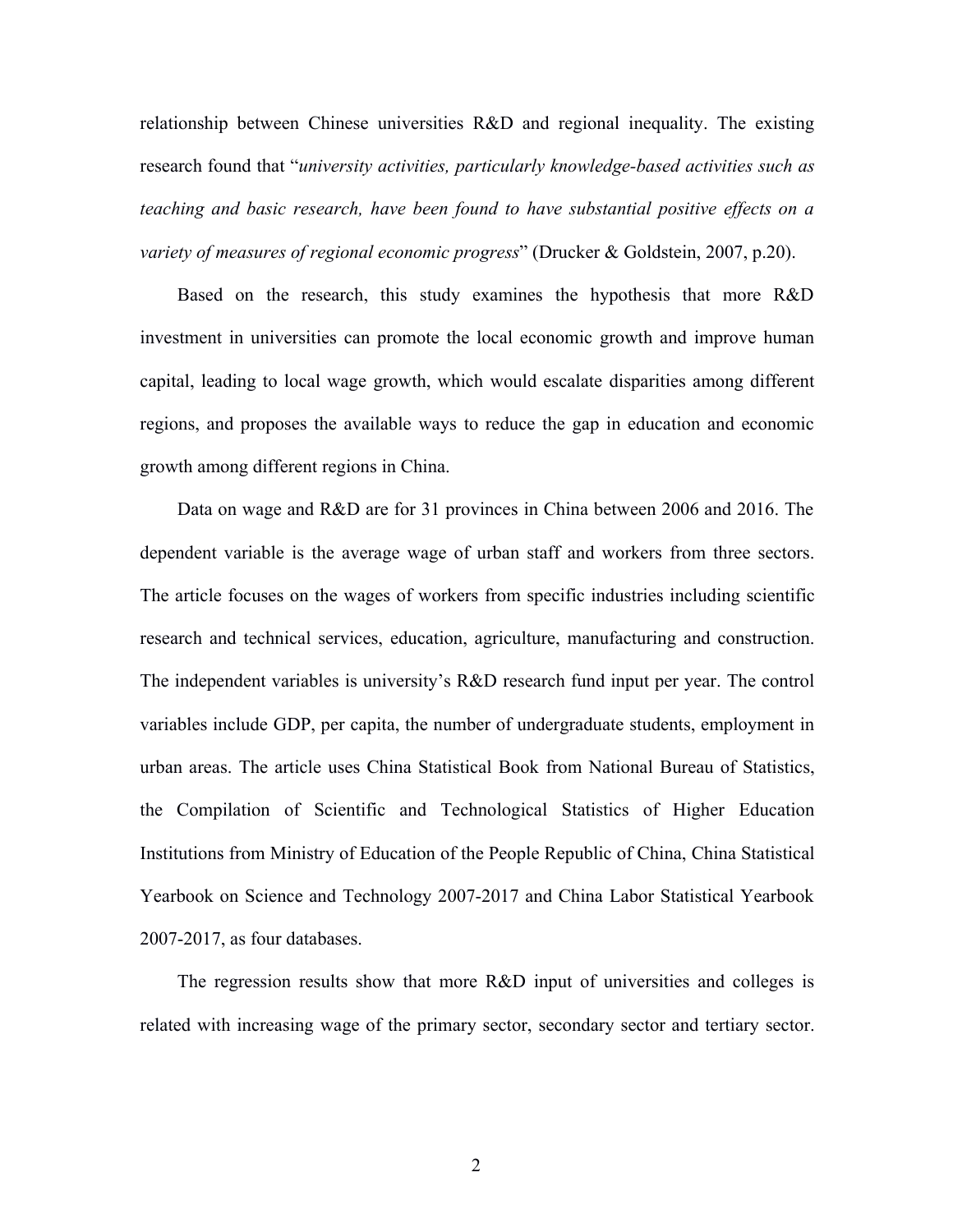relationship between Chinese universities R&D and regional inequality. The existing research found that "*university activities, particularly knowledge-based activities such as teaching and basic research, have been found to have substantial positive effects on a variety of measures of regional economic progress*" (Drucker & Goldstein, 2007, p.20).

Based on the research, this study examines the hypothesis that more R&D investment in universities can promote the local economic growth and improve human capital, leading to local wage growth, which would escalate disparities among different regions, and proposes the available ways to reduce the gap in education and economic growth among different regions in China.

Data on wage and R&D are for 31 provinces in China between 2006 and 2016. The dependent variable is the average wage of urban staff and workers from three sectors. The article focuses on the wages of workers from specific industries including scientific research and technical services, education, agriculture, manufacturing and construction. The independent variables is university's R&D research fund input per year. The control variables include GDP, per capita, the number of undergraduate students, employment in urban areas. The article uses China Statistical Book from National Bureau of Statistics, the Compilation of Scientific and Technological Statistics of Higher Education Institutions from Ministry of Education of the People Republic of China, China Statistical Yearbook on Science and Technology 2007-2017 and China Labor Statistical Yearbook 2007-2017, as four databases.

The regression results show that more R&D input of universities and colleges is related with increasing wage of the primary sector, secondary sector and tertiary sector.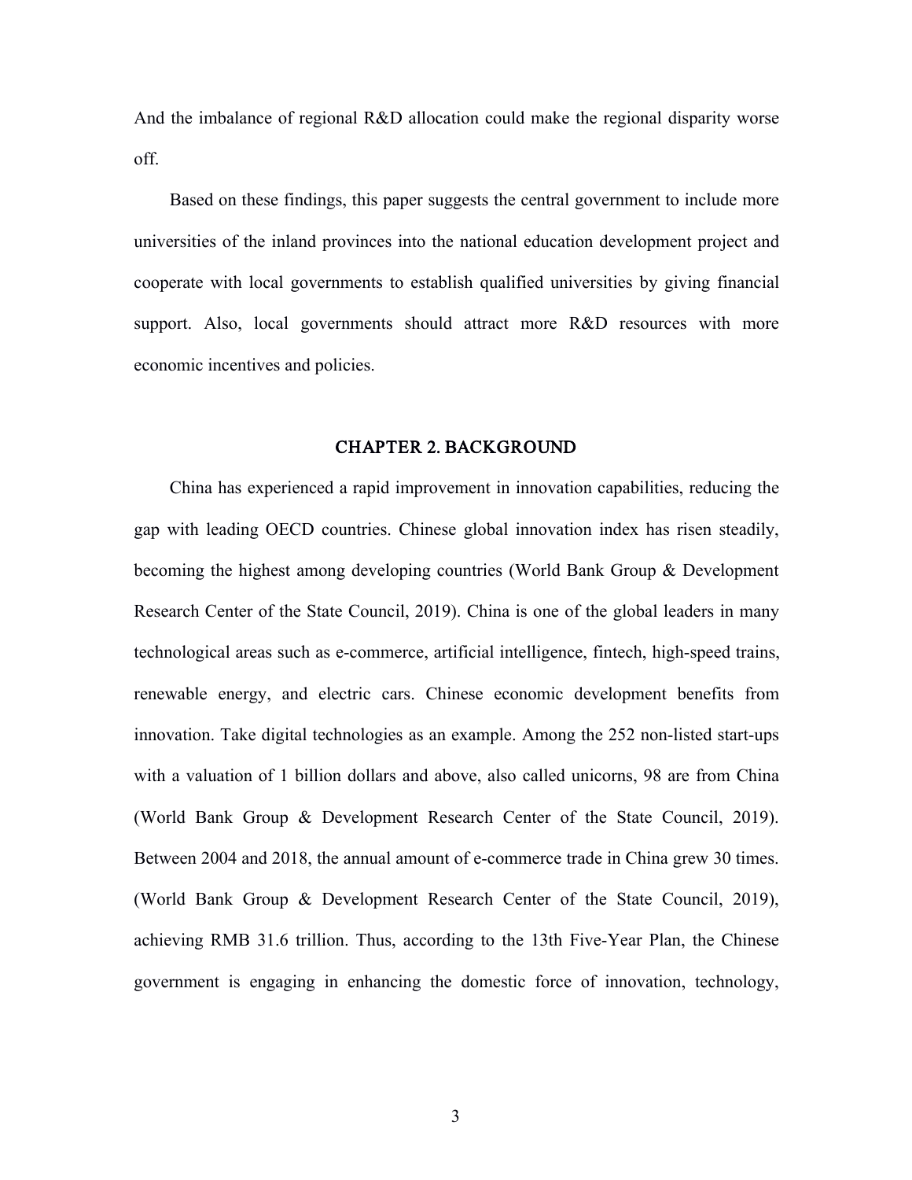And the imbalance of regional R&D allocation could make the regional disparity worse off.

Based on these findings, this paper suggests the central government to include more universities of the inland provinces into the national education development project and cooperate with local governments to establish qualified universities by giving financial support. Also, local governments should attract more R&D resources with more economic incentives and policies.

## CHAPTER 2. BACKGROUND

China has experienced a rapid improvement in innovation capabilities, reducing the gap with leading OECD countries. Chinese global innovation index has risen steadily, becoming the highest among developing countries (World Bank Group & Development Research Center of the State Council, 2019). China is one of the global leaders in many technological areas such as e-commerce, artificial intelligence, fintech, high-speed trains, renewable energy, and electric cars. Chinese economic development benefits from innovation. Take digital technologies as an example. Among the 252 non-listed start-ups with a valuation of 1 billion dollars and above, also called unicorns, 98 are from China (World Bank Group & Development Research Center of the State Council, 2019). Between 2004 and 2018, the annual amount of e-commerce trade in China grew 30 times. (World Bank Group & Development Research Center of the State Council, 2019), achieving RMB 31.6 trillion. Thus, according to the 13th Five-Year Plan, the Chinese government is engaging in enhancing the domestic force of innovation, technology,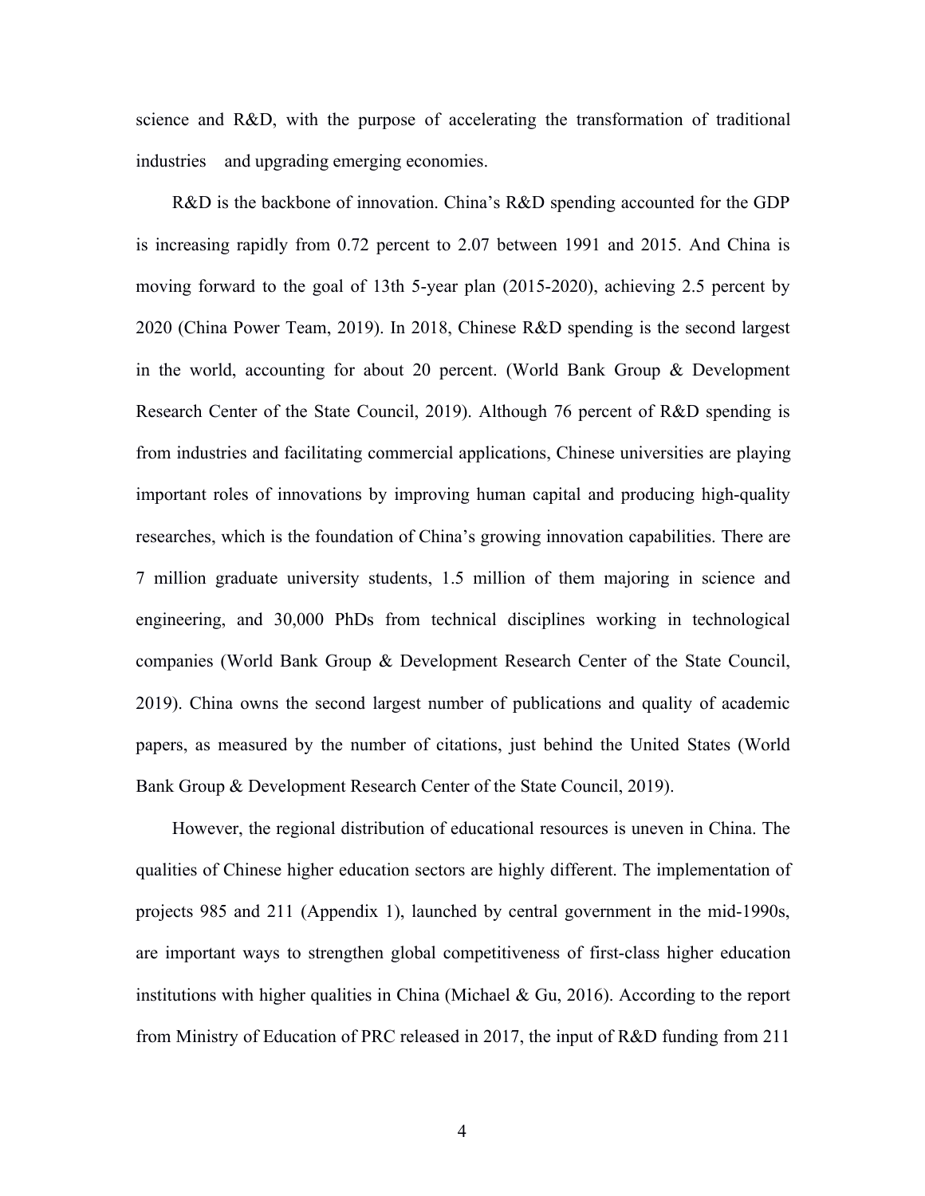science and R&D, with the purpose of accelerating the transformation of traditional industries and upgrading emerging economies.

R&D is the backbone of innovation. China's R&D spending accounted for the GDP is increasing rapidly from 0.72 percent to 2.07 between 1991 and 2015. And China is moving forward to the goal of 13th 5-year plan (2015-2020), achieving 2.5 percent by 2020 (China Power Team, 2019). In 2018, Chinese R&D spending is the second largest in the world, accounting for about 20 percent. (World Bank Group & Development Research Center of the State Council, 2019). Although 76 percent of R&D spending is from industries and facilitating commercial applications, Chinese universities are playing important roles of innovations by improving human capital and producing high-quality researches, which is the foundation of China's growing innovation capabilities. There are 7 million graduate university students, 1.5 million of them majoring in science and engineering, and 30,000 PhDs from technical disciplines working in technological companies (World Bank Group & Development Research Center of the State Council, 2019). China owns the second largest number of publications and quality of academic papers, as measured by the number of citations, just behind the United States (World Bank Group & Development Research Center of the State Council, 2019).

However, the regional distribution of educational resources is uneven in China. The qualities of Chinese higher education sectors are highly different. The implementation of projects 985 and 211 (Appendix 1), launched by central government in the mid-1990s, are important ways to strengthen global competitiveness of first-class higher education institutions with higher qualities in China (Michael & Gu, 2016). According to the report from Ministry of Education of PRC released in 2017, the input of R&D funding from 211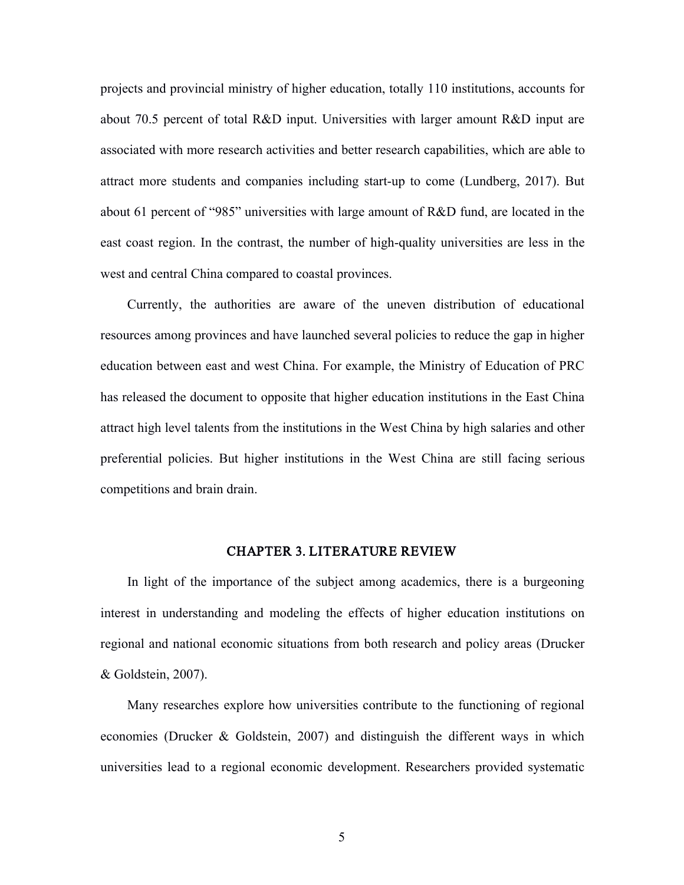projects and provincial ministry of higher education, totally 110 institutions, accounts for about 70.5 percent of total R&D input. Universities with larger amount R&D input are associated with more research activities and better research capabilities, which are able to attract more students and companies including start-up to come (Lundberg, 2017). But about 61 percent of "985" universities with large amount of R&D fund, are located in the east coast region. In the contrast, the number of high-quality universities are less in the west and central China compared to coastal provinces.

Currently, the authorities are aware of the uneven distribution of educational resources among provinces and have launched several policies to reduce the gap in higher education between east and west China. For example, the Ministry of Education of PRC has released the document to opposite that higher education institutions in the East China attract high level talents from the institutions in the West China by high salaries and other preferential policies. But higher institutions in the West China are still facing serious competitions and brain drain.

## CHAPTER 3. LITERATURE REVIEW

In light of the importance of the subject among academics, there is a burgeoning interest in understanding and modeling the effects of higher education institutions on regional and national economic situations from both research and policy areas (Drucker & Goldstein, 2007).

Many researches explore how universities contribute to the functioning of regional economies (Drucker & Goldstein, 2007) and distinguish the different ways in which universities lead to a regional economic development. Researchers provided systematic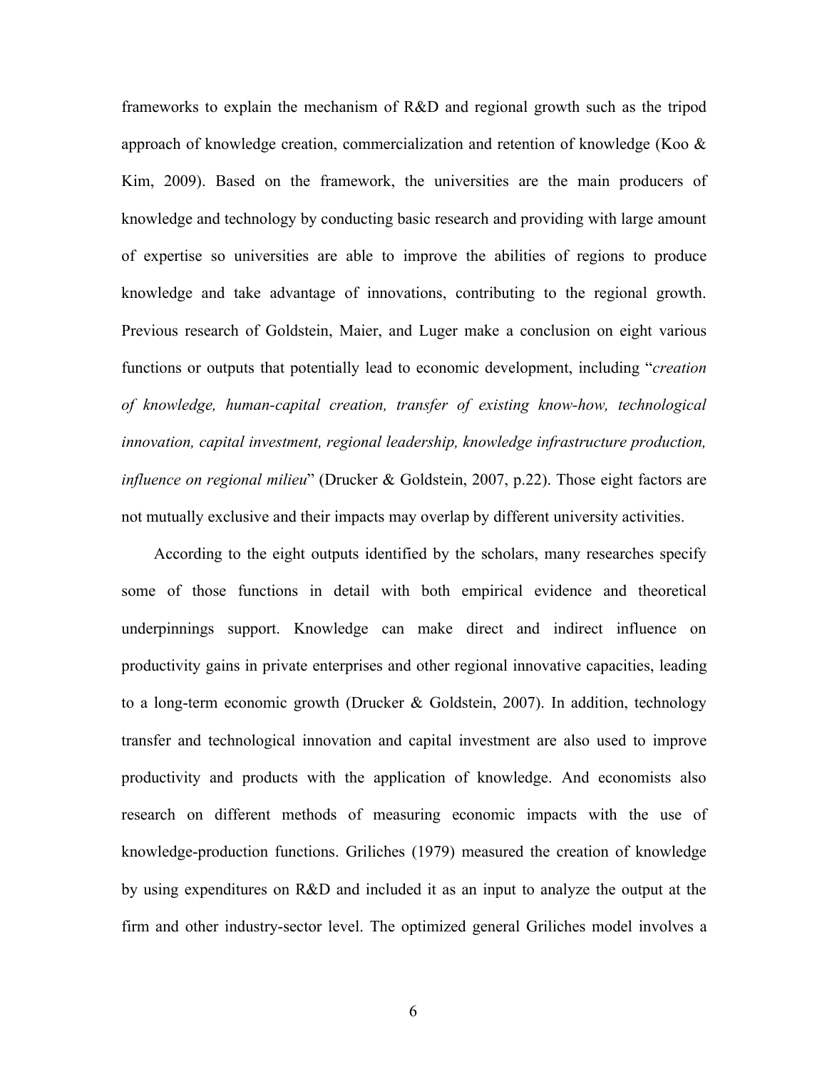frameworks to explain the mechanism of R&D and regional growth such as the tripod approach of knowledge creation, commercialization and retention of knowledge (Koo & Kim, 2009). Based on the framework, the universities are the main producers of knowledge and technology by conducting basic research and providing with large amount of expertise so universities are able to improve the abilities of regions to produce knowledge and take advantage of innovations, contributing to the regional growth. Previous research of Goldstein, Maier, and Luger make a conclusion on eight various functions or outputs that potentially lead to economic development, including "*creation of knowledge, human-capital creation, transfer of existing know-how, technological innovation, capital investment, regional leadership, knowledge infrastructure production, influence on regional milieu*" (Drucker & Goldstein, 2007, p.22). Those eight factors are not mutually exclusive and their impacts may overlap by different university activities.

According to the eight outputs identified by the scholars, many researches specify some of those functions in detail with both empirical evidence and theoretical underpinnings support. Knowledge can make direct and indirect influence on productivity gains in private enterprises and other regional innovative capacities, leading to a long-term economic growth (Drucker & Goldstein, 2007). In addition, technology transfer and technological innovation and capital investment are also used to improve productivity and products with the application of knowledge. And economists also research on different methods of measuring economic impacts with the use of knowledge-production functions. Griliches (1979) measured the creation of knowledge by using expenditures on R&D and included it as an input to analyze the output at the firm and other industry-sector level. The optimized general Griliches model involves a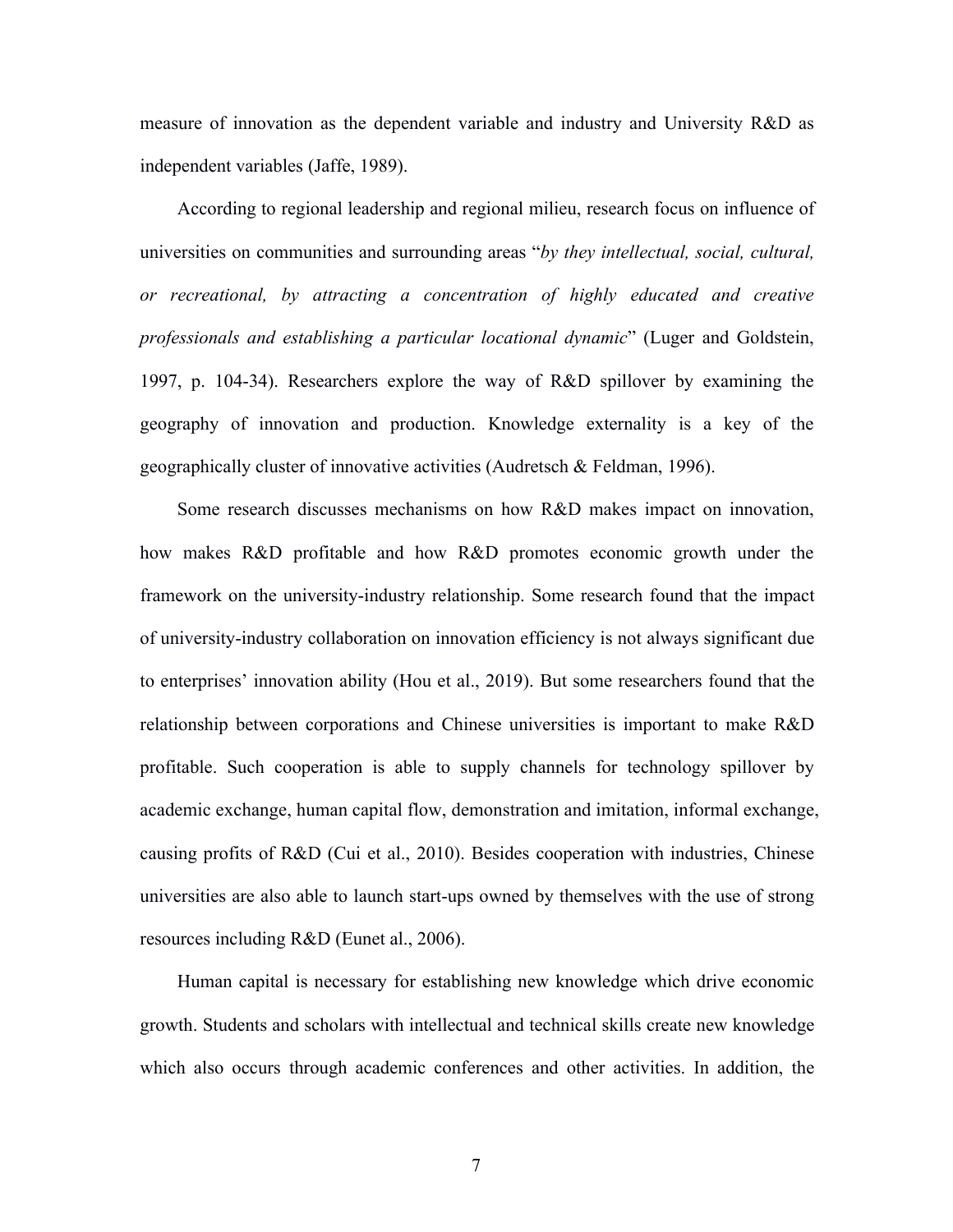measure of innovation as the dependent variable and industry and University R&D as independent variables (Jaffe, 1989).

According to regional leadership and regional milieu, research focus on influence of universities on communities and surrounding areas "*by they intellectual, social, cultural, or recreational, by attracting a concentration of highly educated and creative professionals and establishing a particular locational dynamic*" (Luger and Goldstein, 1997, p. 104-34). Researchers explore the way of R&D spillover by examining the geography of innovation and production. Knowledge externality is a key of the geographically cluster of innovative activities (Audretsch & Feldman, 1996).

Some research discusses mechanisms on how R&D makes impact on innovation, how makes R&D profitable and how R&D promotes economic growth under the framework on the university-industry relationship. Some research found that the impact of university-industry collaboration on innovation efficiency is not always significant due to enterprises' innovation ability (Hou et al., 2019). But some researchers found that the relationship between corporations and Chinese universities is important to make R&D profitable. Such cooperation is able to supply channels for technology spillover by academic exchange, human capital flow, demonstration and imitation, informal exchange, causing profits of R&D (Cui et al., 2010). Besides cooperation with industries, Chinese universities are also able to launch start-ups owned by themselves with the use of strong resources including R&D (Eunet al., 2006).

Human capital is necessary for establishing new knowledge which drive economic growth. Students and scholars with intellectual and technical skills create new knowledge which also occurs through academic conferences and other activities. In addition, the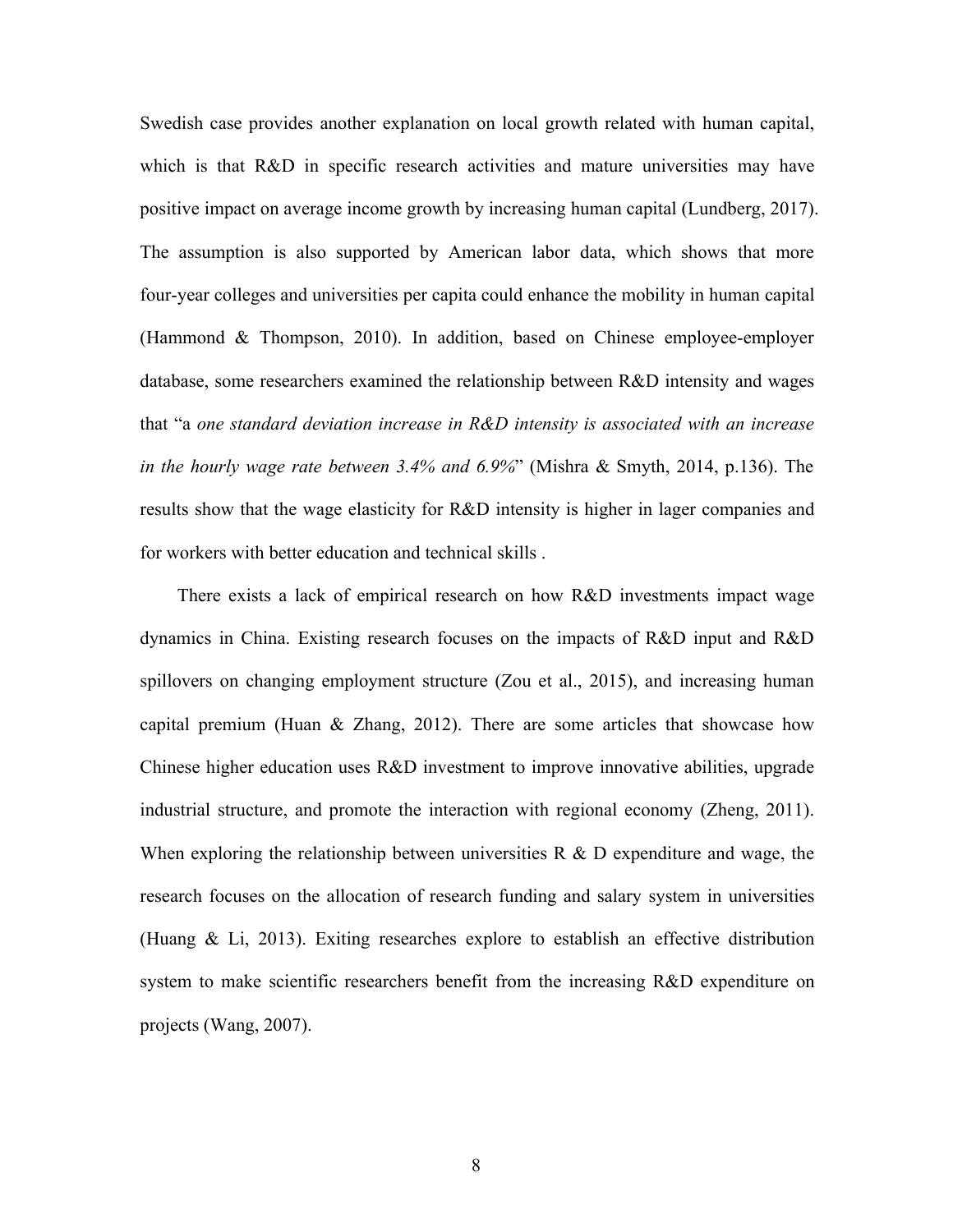Swedish case provides another explanation on local growth related with human capital, which is that R&D in specific research activities and mature universities may have positive impact on average income growth by increasing human capital (Lundberg, 2017). The assumption is also supported by American labor data, which shows that more four-year colleges and universities per capita could enhance the mobility in human capital (Hammond & Thompson, 2010). In addition, based on Chinese employee-employer database, some researchers examined the relationship between R&D intensity and wages that "a *one standard deviation increase in R&D intensity is associated with an increase in the hourly wage rate between 3.4% and 6.9%*" (Mishra & Smyth, 2014, p.136). The results show that the wage elasticity for R&D intensity is higher in lager companies and for workers with better education and technical skills .

There exists a lack of empirical research on how R&D investments impact wage dynamics in China. Existing research focuses on the impacts of R&D input and R&D spillovers on changing employment structure (Zou et al., 2015), and increasing human capital premium (Huan & Zhang, 2012). There are some articles that showcase how Chinese higher education uses R&D investment to improve innovative abilities, upgrade industrial structure, and promote the interaction with regional economy (Zheng, 2011). When exploring the relationship between universities R & D expenditure and wage, the research focuses on the allocation of research funding and salary system in universities (Huang & Li, 2013). Exiting researches explore to establish an effective distribution system to make scientific researchers benefit from the increasing R&D expenditure on projects (Wang, 2007).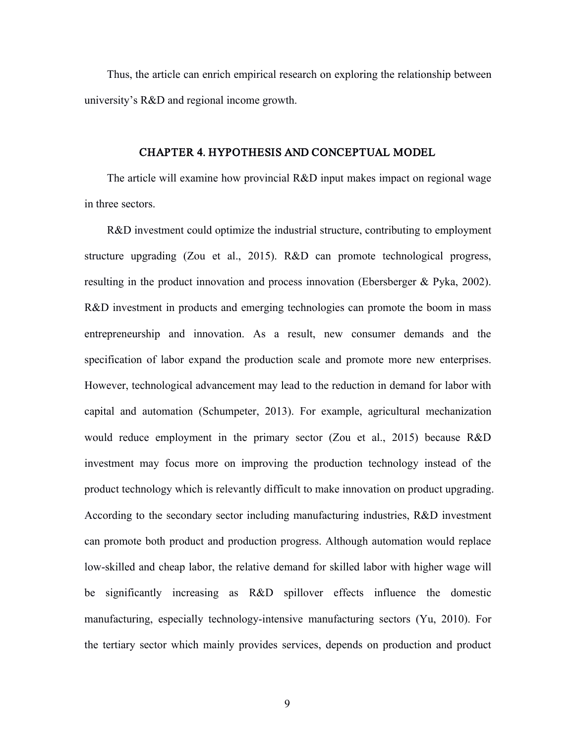Thus, the article can enrich empirical research on exploring the relationship between university's R&D and regional income growth.

# CHAPTER 4. HYPOTHESIS AND CONCEPTUAL MODEL

The article will examine how provincial R&D input makes impact on regional wage in three sectors.

R&D investment could optimize the industrial structure, contributing to employment structure upgrading (Zou et al., 2015). R&D can promote technological progress, resulting in the product innovation and process innovation (Ebersberger & Pyka, 2002). R&D investment in products and emerging technologies can promote the boom in mass entrepreneurship and innovation. As a result, new consumer demands and the specification of labor expand the production scale and promote more new enterprises. However, technological advancement may lead to the reduction in demand for labor with capital and automation (Schumpeter, 2013). For example, agricultural mechanization would reduce employment in the primary sector (Zou et al., 2015) because R&D investment may focus more on improving the production technology instead of the product technology which is relevantly difficult to make innovation on product upgrading. According to the secondary sector including manufacturing industries, R&D investment can promote both product and production progress. Although automation would replace low-skilled and cheap labor, the relative demand for skilled labor with higher wage will be significantly increasing as R&D spillover effects influence the domestic manufacturing, especially technology-intensive manufacturing sectors (Yu, 2010). For the tertiary sector which mainly provides services, depends on production and product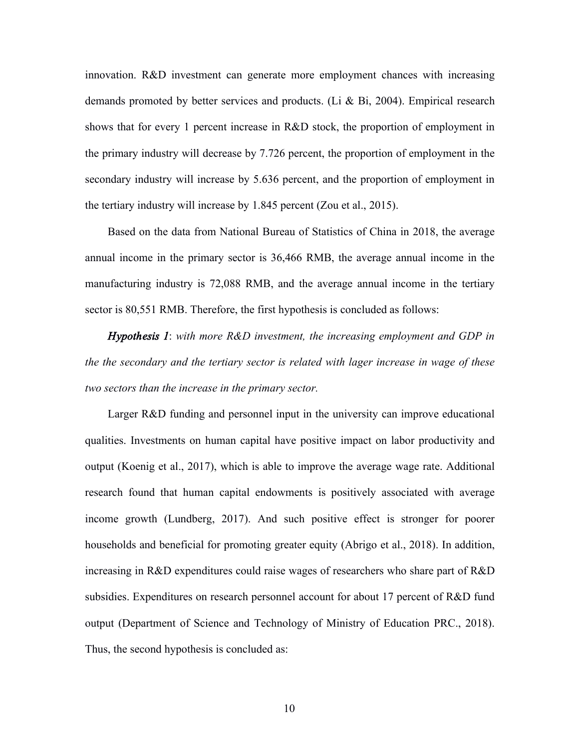innovation. R&D investment can generate more employment chances with increasing demands promoted by better services and products. (Li & Bi, 2004). Empirical research shows that for every 1 percent increase in R&D stock, the proportion of employment in the primary industry will decrease by 7.726 percent, the proportion of employment in the secondary industry will increase by 5.636 percent, and the proportion of employment in the tertiary industry will increase by 1.845 percent (Zou et al., 2015).

Based on the data from National Bureau of Statistics of China in 2018, the average annual income in the primary sector is 36,466 RMB, the average annual income in the manufacturing industry is 72,088 RMB, and the average annual income in the tertiary sector is 80,551 RMB. Therefore, the first hypothesis is concluded as follows:

***Hypothesis 1***: *with more R&D investment, the increasing employment and GDP in the the secondary and the tertiary sector is related with lager increase in wage of these two sectors than the increase in the primary sector.*

Larger R&D funding and personnel input in the university can improve educational qualities. Investments on human capital have positive impact on labor productivity and output (Koenig et al., 2017), which is able to improve the average wage rate. Additional research found that human capital endowments is positively associated with average income growth (Lundberg, 2017). And such positive effect is stronger for poorer households and beneficial for promoting greater equity (Abrigo et al., 2018). In addition, increasing in R&D expenditures could raise wages of researchers who share part of R&D subsidies. Expenditures on research personnel account for about 17 percent of R&D fund output (Department of Science and Technology of Ministry of Education PRC., 2018). Thus, the second hypothesis is concluded as: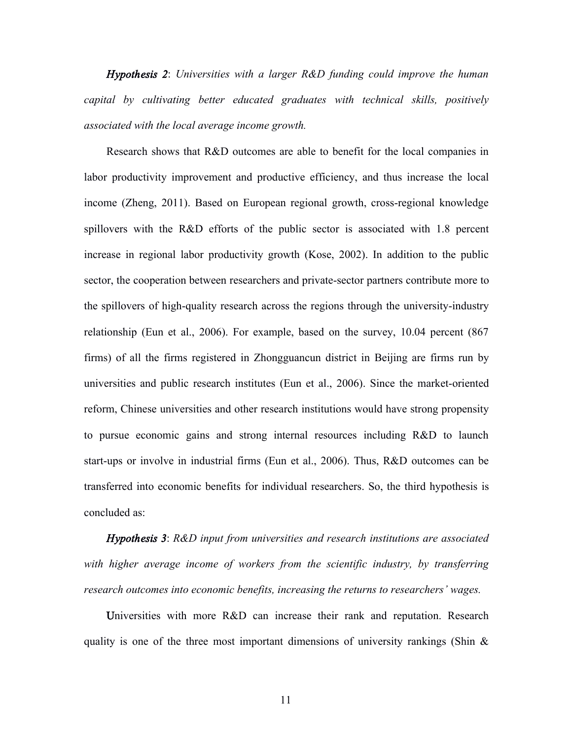***Hypothesis 2***: *Universities with a larger R&D funding could improve the human capital by cultivating better educated graduates with technical skills, positively associated with the local average income growth.*

Research shows that R&D outcomes are able to benefit for the local companies in labor productivity improvement and productive efficiency, and thus increase the local income (Zheng, 2011). Based on European regional growth, cross-regional knowledge spillovers with the R&D efforts of the public sector is associated with 1.8 percent increase in regional labor productivity growth (Kose, 2002). In addition to the public sector, the cooperation between researchers and private-sector partners contribute more to the spillovers of high-quality research across the regions through the university-industry relationship (Eun et al., 2006). For example, based on the survey, 10.04 percent (867 firms) of all the firms registered in Zhongguancun district in Beijing are firms run by universities and public research institutes (Eun et al., 2006). Since the market-oriented reform, Chinese universities and other research institutions would have strong propensity to pursue economic gains and strong internal resources including R&D to launch start-ups or involve in industrial firms (Eun et al., 2006). Thus, R&D outcomes can be transferred into economic benefits for individual researchers. So, the third hypothesis is concluded as:

***Hypothesis 3***: *R&D input from universities and research institutions are associated with higher average income of workers from the scientific industry, by transferring research outcomes into economic benefits, increasing the returns to researchers' wages.*

Universities with more R&D can increase their rank and reputation. Research quality is one of the three most important dimensions of university rankings (Shin &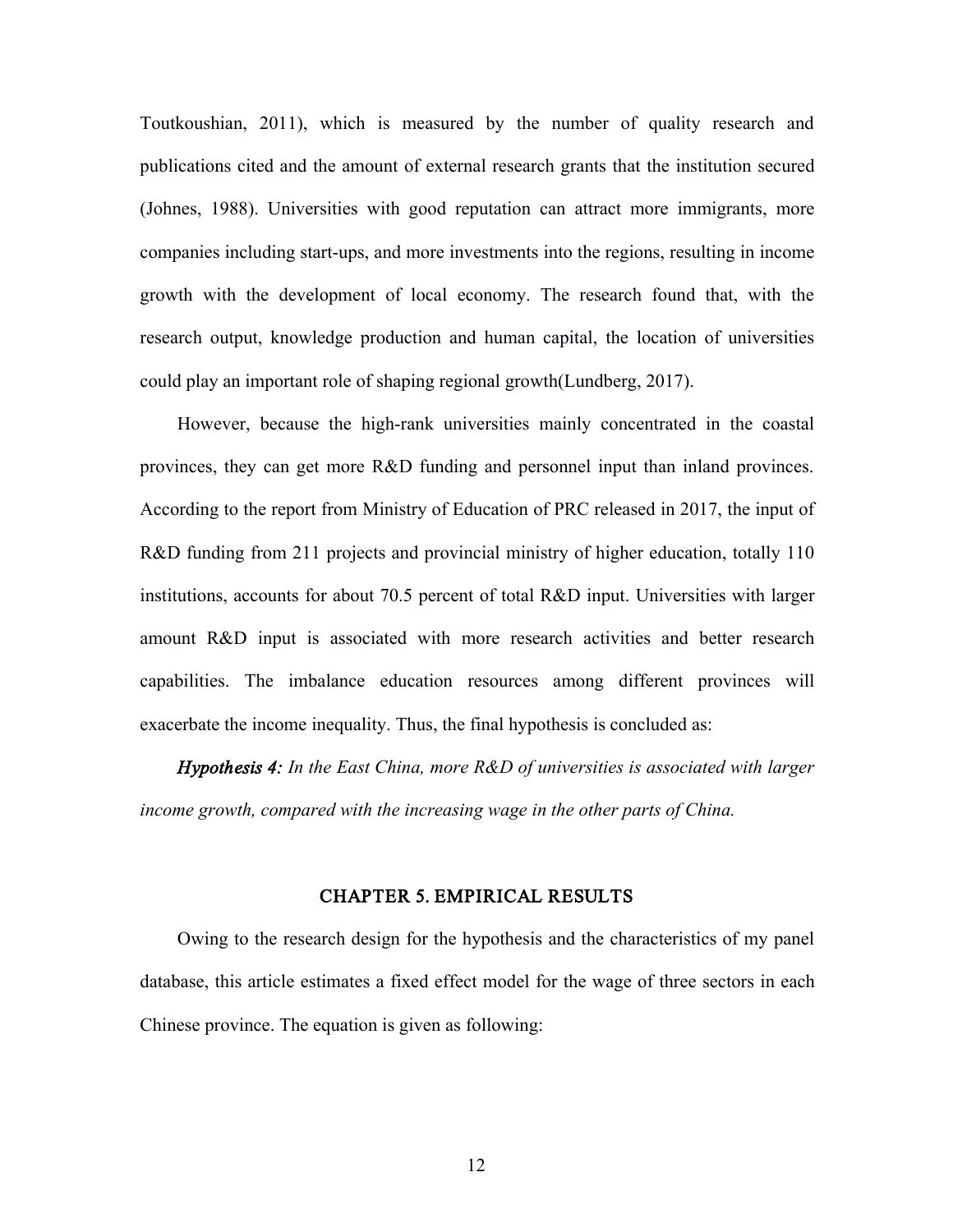Toutkoushian, 2011), which is measured by the number of quality research and publications cited and the amount of external research grants that the institution secured (Johnes, 1988). Universities with good reputation can attract more immigrants, more companies including start-ups, and more investments into the regions, resulting in income growth with the development of local economy. The research found that, with the research output, knowledge production and human capital, the location of universities could play an important role of shaping regional growth(Lundberg, 2017).

However, because the high-rank universities mainly concentrated in the coastal provinces, they can get more R&D funding and personnel input than inland provinces. According to the report from Ministry of Education of PRC released in 2017, the input of R&D funding from 211 projects and provincial ministry of higher education, totally 110 institutions, accounts for about 70.5 percent of total R&D input. Universities with larger amount R&D input is associated with more research activities and better research capabilities. The imbalance education resources among different provinces will exacerbate the income inequality. Thus, the final hypothesis is concluded as:

***Hypothesis 4:*** *In the East China, more R&D of universities is associated with larger income growth, compared with the increasing wage in the other parts of China.*

## CHAPTER 5. EMPIRICAL RESULTS

Owing to the research design for the hypothesis and the characteristics of my panel database, this article estimates a fixed effect model for the wage of three sectors in each Chinese province. The equation is given as following: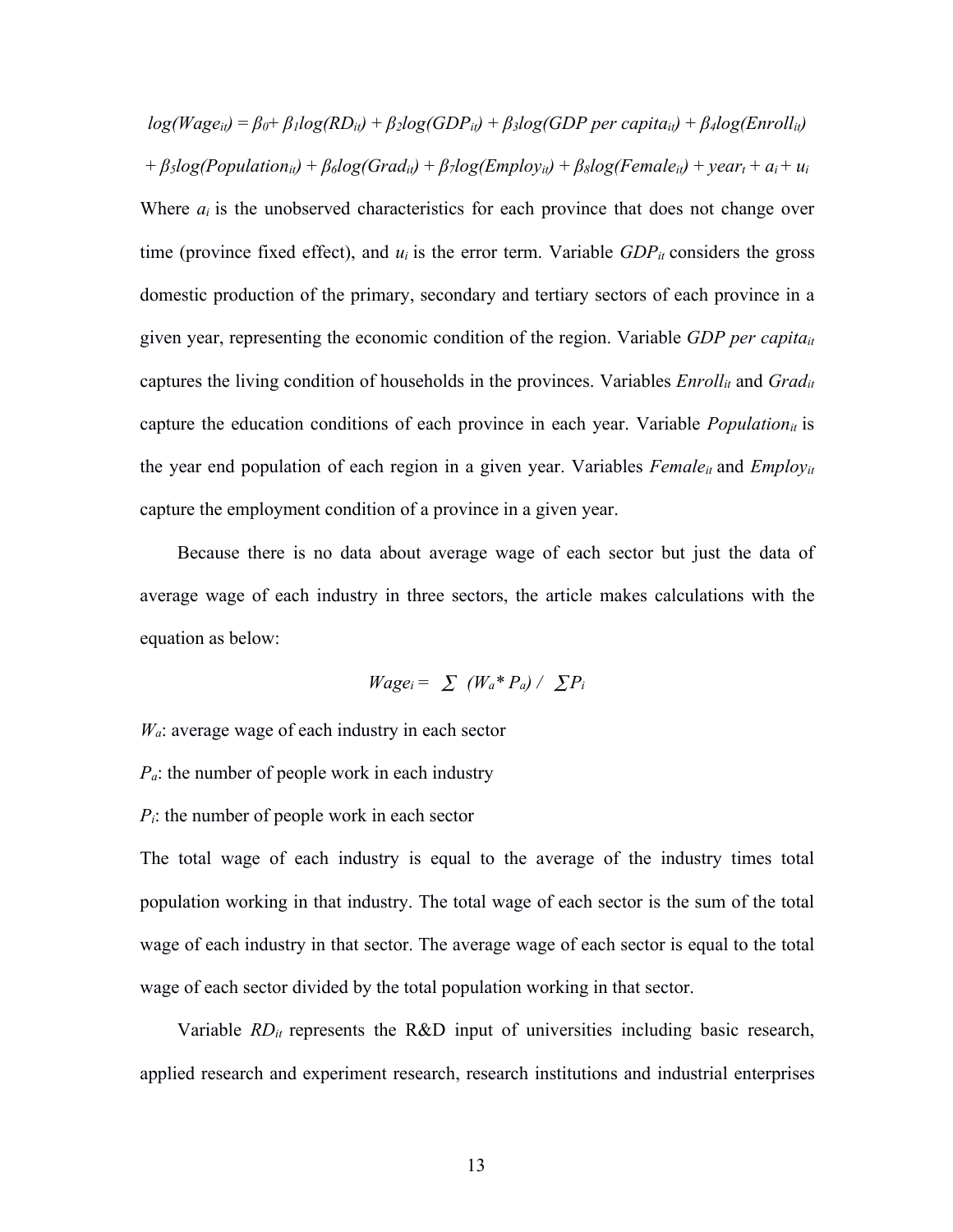$$log(Wage_{it}) = \beta_0 + \beta_1 log(RD_{it}) + \beta_2 log(GDP_{it}) + \beta_3 log(GDP\ per\ capita_{it}) + \beta_4 log(Enroll_{it})$$

$$+ \beta_5 log(Population_{it}) + \beta_6 log(Grad_{it}) + \beta_7 log(Employ_{it}) + \beta_8 log(Female_{it}) + year_t + a_i + u_i$$

Where $a_i$ is the unobserved characteristics for each province that does not change over time (province fixed effect), and $u_i$ is the error term. Variable $GDP_{it}$ considers the gross domestic production of the primary, secondary and tertiary sectors of each province in a given year, representing the economic condition of the region. Variable $GDP\ per\ capita_{it}$ captures the living condition of households in the provinces. Variables $Enroll_{it}$ and $Grad_{it}$ capture the education conditions of each province in each year. Variable $Population_{it}$ is the year end population of each region in a given year. Variables $Female_{it}$ and $Employ_{it}$ capture the employment condition of a province in a given year.

Because there is no data about average wage of each sector but just the data of average wage of each industry in three sectors, the article makes calculations with the equation as below:

$$Wage_i = \sum (W_a * P_a) / \sum P_i$$

$W_a$: average wage of each industry in each sector

$P_a$: the number of people work in each industry

$P_i$: the number of people work in each sector

The total wage of each industry is equal to the average of the industry times total population working in that industry. The total wage of each sector is the sum of the total wage of each industry in that sector. The average wage of each sector is equal to the total wage of each sector divided by the total population working in that sector.

Variable $RD_{it}$ represents the R&D input of universities including basic research, applied research and experiment research, research institutions and industrial enterprises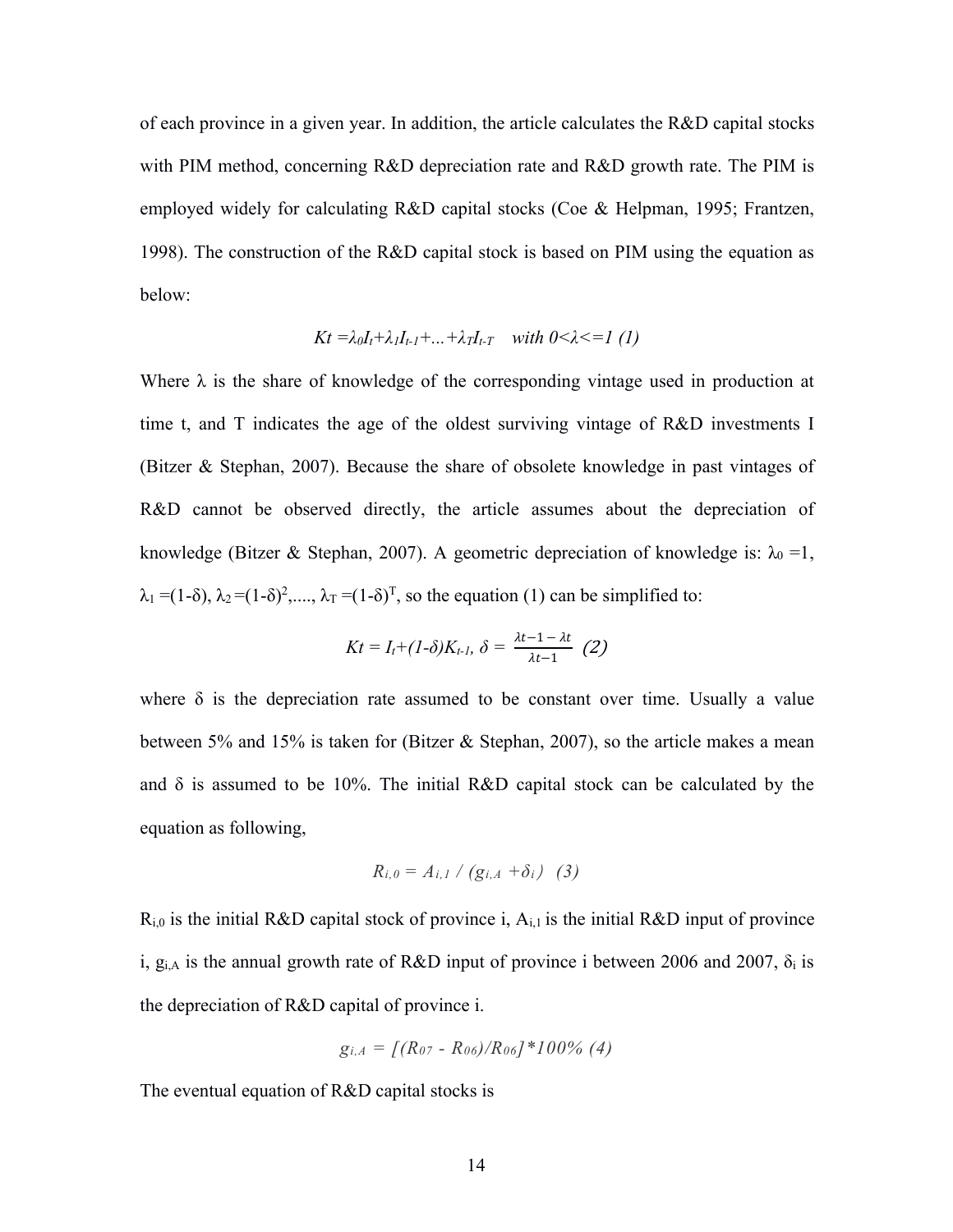of each province in a given year. In addition, the article calculates the R&D capital stocks with PIM method, concerning R&D depreciation rate and R&D growth rate. The PIM is employed widely for calculating R&D capital stocks (Coe & Helpman, 1995; Frantzen, 1998). The construction of the R&D capital stock is based on PIM using the equation as below:

$$Kt = \lambda_0 I_t + \lambda_1 I_{t-1} + \ldots + \lambda_T I_{t-T} \quad with\ 0<\lambda<=1 \ (1)$$

Where $\lambda$ is the share of knowledge of the corresponding vintage used in production at time t, and T indicates the age of the oldest surviving vintage of R&D investments I (Bitzer & Stephan, 2007). Because the share of obsolete knowledge in past vintages of R&D cannot be observed directly, the article assumes about the depreciation of knowledge (Bitzer & Stephan, 2007). A geometric depreciation of knowledge is: $\lambda_0 = 1$, $\lambda_1 = (1-\delta)$, $\lambda_2 = (1-\delta)^2$,...., $\lambda_T = (1-\delta)^T$, so the equation (1) can be simplified to:

$$Kt = I_t + (1-\delta)K_{t-1},\ \delta = \frac{\lambda t-1 - \lambda t}{\lambda t-1} \ (2)$$

where $\delta$ is the depreciation rate assumed to be constant over time. Usually a value between 5% and 15% is taken for (Bitzer & Stephan, 2007), so the article makes a mean and $\delta$ is assumed to be 10%. The initial R&D capital stock can be calculated by the equation as following,

$$R_{i,0} = A_{i,1} / (g_{i,A} + \delta_i) \ (3)$$

$R_{i,0}$ is the initial R&D capital stock of province i, $A_{i,1}$ is the initial R&D input of province i, $g_{i,A}$ is the annual growth rate of R&D input of province i between 2006 and 2007, $\delta_i$ is the depreciation of R&D capital of province i.

$$g_{i,A} = [(R_{07} - R_{06})/R_{06}]*100\% \ (4)$$

The eventual equation of R&D capital stocks is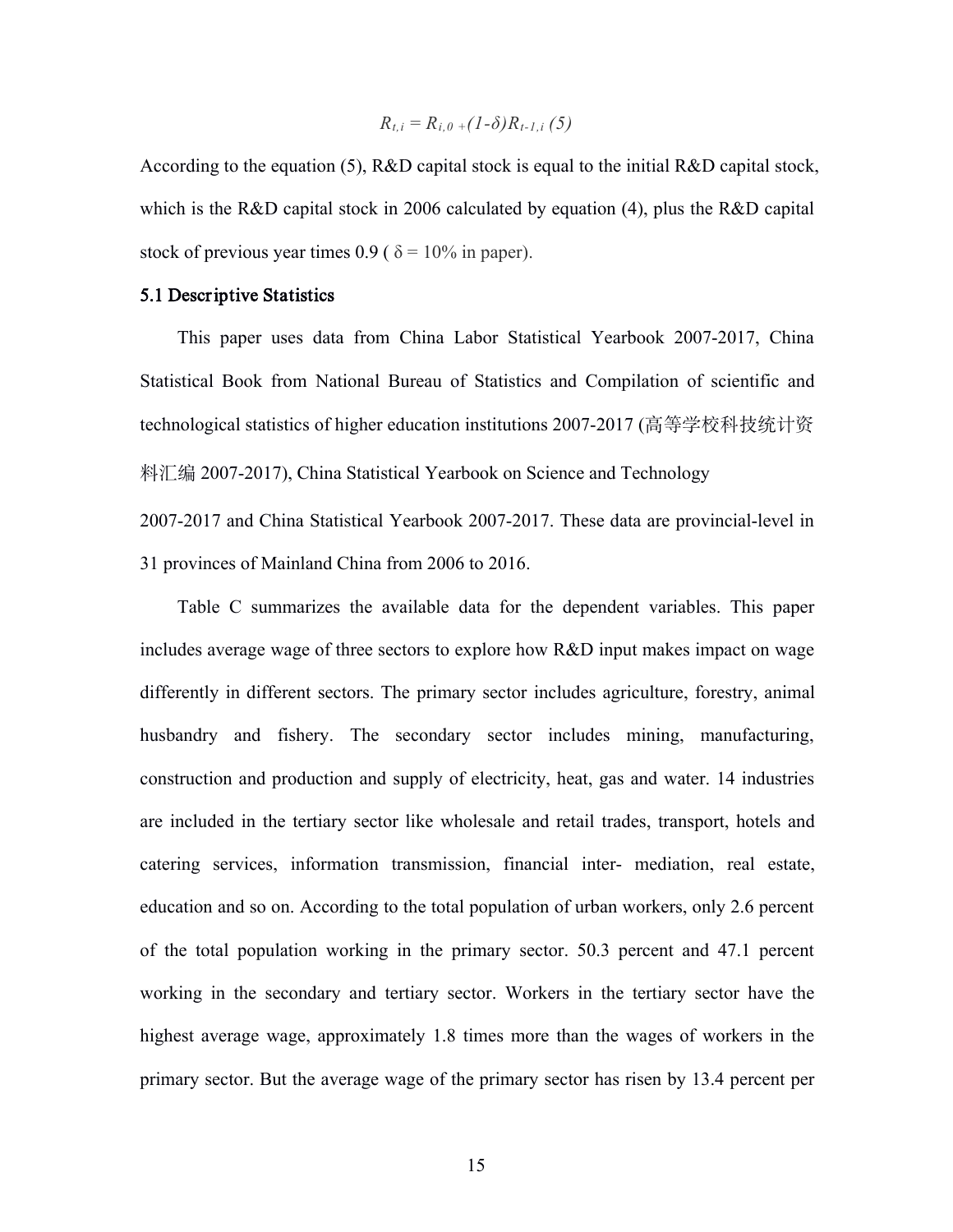$$R_{t,i} = R_{i,0} + (1\text{-}\delta)R_{t-1,i} \quad (5)$$

According to the equation (5), R&D capital stock is equal to the initial R&D capital stock, which is the R&D capital stock in 2006 calculated by equation (4), plus the R&D capital stock of previous year times 0.9 ( $\delta = 10\%$ in paper).

### 5.1 Descriptive Statistics

This paper uses data from China Labor Statistical Yearbook 2007-2017, China Statistical Book from National Bureau of Statistics and Compilation of scientific and technological statistics of higher education institutions 2007-2017 (高等学校科技统计资料汇编 2007-2017), China Statistical Yearbook on Science and Technology 2007-2017 and China Statistical Yearbook 2007-2017. These data are provincial-level in 31 provinces of Mainland China from 2006 to 2016.

Table C summarizes the available data for the dependent variables. This paper includes average wage of three sectors to explore how R&D input makes impact on wage differently in different sectors. The primary sector includes agriculture, forestry, animal husbandry and fishery. The secondary sector includes mining, manufacturing, construction and production and supply of electricity, heat, gas and water. 14 industries are included in the tertiary sector like wholesale and retail trades, transport, hotels and catering services, information transmission, financial inter- mediation, real estate, education and so on. According to the total population of urban workers, only 2.6 percent of the total population working in the primary sector. 50.3 percent and 47.1 percent working in the secondary and tertiary sector. Workers in the tertiary sector have the highest average wage, approximately 1.8 times more than the wages of workers in the primary sector. But the average wage of the primary sector has risen by 13.4 percent per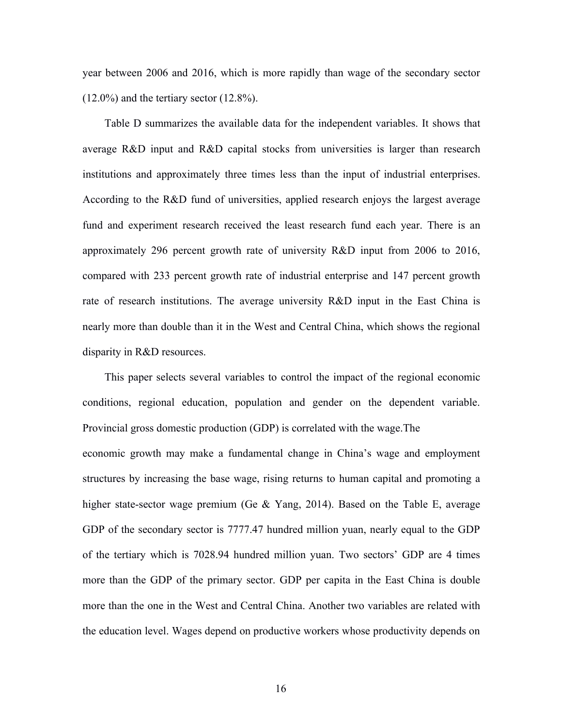year between 2006 and 2016, which is more rapidly than wage of the secondary sector (12.0%) and the tertiary sector (12.8%).

Table D summarizes the available data for the independent variables. It shows that average R&D input and R&D capital stocks from universities is larger than research institutions and approximately three times less than the input of industrial enterprises. According to the R&D fund of universities, applied research enjoys the largest average fund and experiment research received the least research fund each year. There is an approximately 296 percent growth rate of university R&D input from 2006 to 2016, compared with 233 percent growth rate of industrial enterprise and 147 percent growth rate of research institutions. The average university R&D input in the East China is nearly more than double than it in the West and Central China, which shows the regional disparity in R&D resources.

This paper selects several variables to control the impact of the regional economic conditions, regional education, population and gender on the dependent variable. Provincial gross domestic production (GDP) is correlated with the wage.The economic growth may make a fundamental change in China's wage and employment structures by increasing the base wage, rising returns to human capital and promoting a higher state-sector wage premium (Ge & Yang, 2014). Based on the Table E, average GDP of the secondary sector is 7777.47 hundred million yuan, nearly equal to the GDP of the tertiary which is 7028.94 hundred million yuan. Two sectors' GDP are 4 times more than the GDP of the primary sector. GDP per capita in the East China is double more than the one in the West and Central China. Another two variables are related with the education level. Wages depend on productive workers whose productivity depends on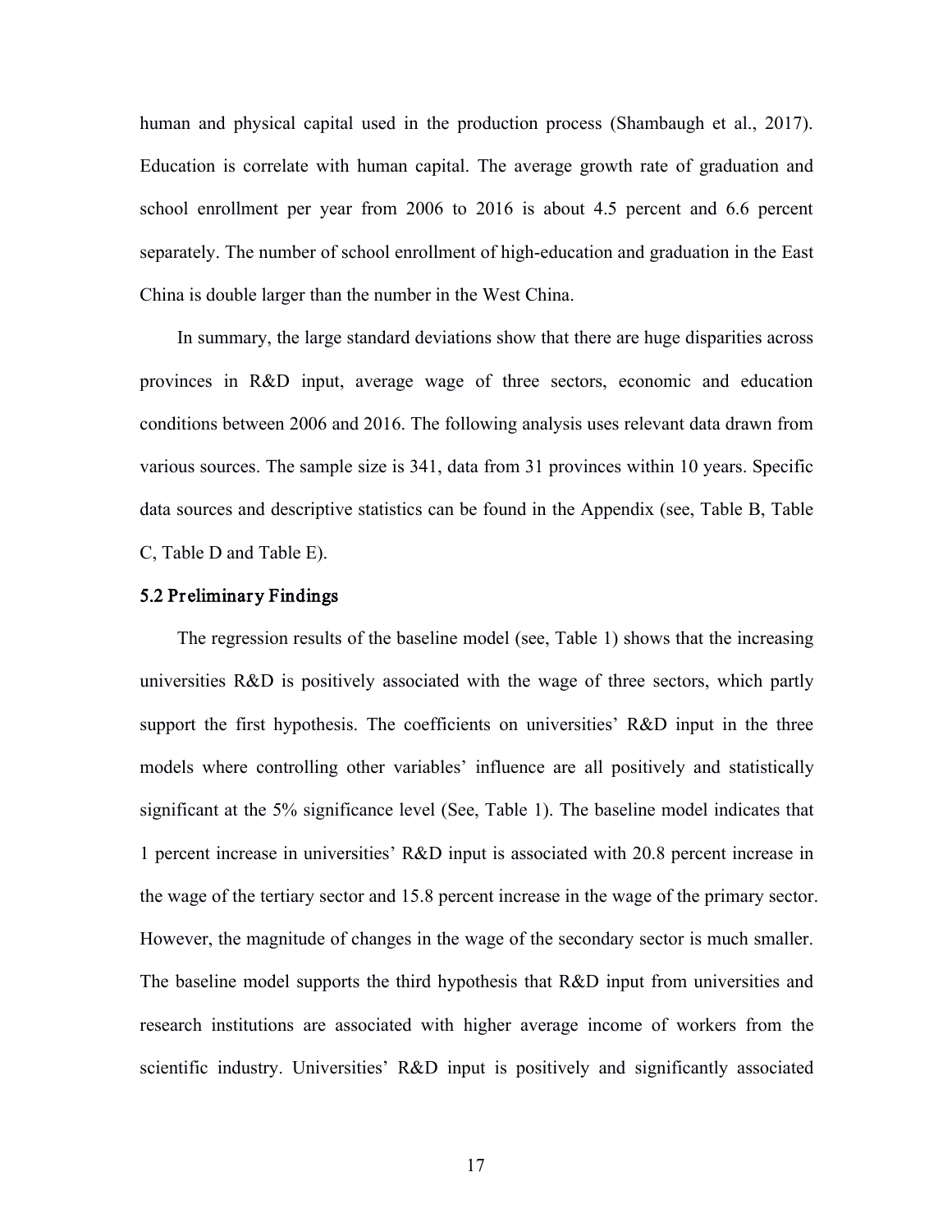human and physical capital used in the production process (Shambaugh et al., 2017). Education is correlate with human capital. The average growth rate of graduation and school enrollment per year from 2006 to 2016 is about 4.5 percent and 6.6 percent separately. The number of school enrollment of high-education and graduation in the East China is double larger than the number in the West China.

In summary, the large standard deviations show that there are huge disparities across provinces in R&D input, average wage of three sectors, economic and education conditions between 2006 and 2016. The following analysis uses relevant data drawn from various sources. The sample size is 341, data from 31 provinces within 10 years. Specific data sources and descriptive statistics can be found in the Appendix (see, Table B, Table C, Table D and Table E).

### 5.2 Preliminary Findings

The regression results of the baseline model (see, Table 1) shows that the increasing universities R&D is positively associated with the wage of three sectors, which partly support the first hypothesis. The coefficients on universities' R&D input in the three models where controlling other variables' influence are all positively and statistically significant at the 5% significance level (See, Table 1). The baseline model indicates that 1 percent increase in universities' R&D input is associated with 20.8 percent increase in the wage of the tertiary sector and 15.8 percent increase in the wage of the primary sector. However, the magnitude of changes in the wage of the secondary sector is much smaller. The baseline model supports the third hypothesis that R&D input from universities and research institutions are associated with higher average income of workers from the scientific industry. Universities' R&D input is positively and significantly associated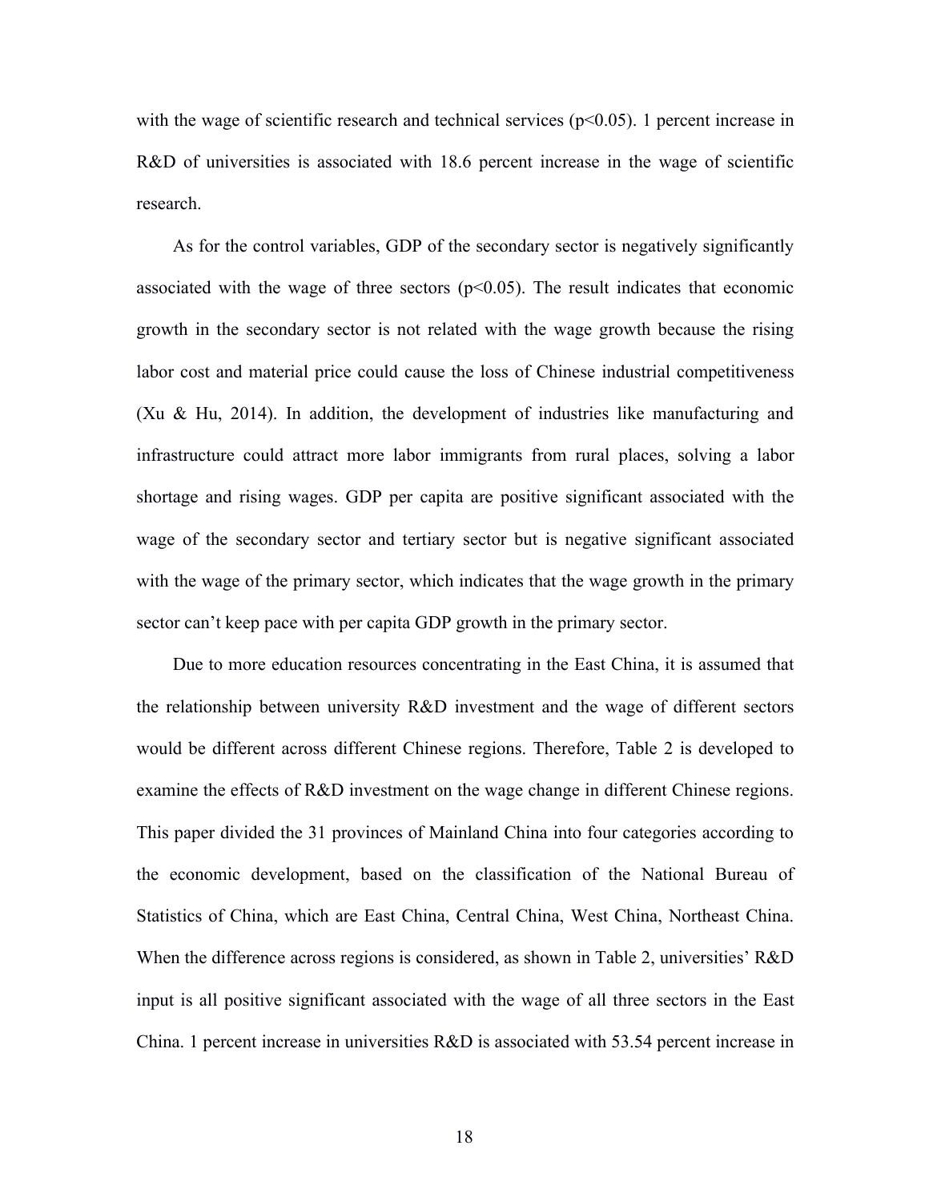with the wage of scientific research and technical services ($p<0.05$). 1 percent increase in R&D of universities is associated with 18.6 percent increase in the wage of scientific research.

As for the control variables, GDP of the secondary sector is negatively significantly associated with the wage of three sectors ($p<0.05$). The result indicates that economic growth in the secondary sector is not related with the wage growth because the rising labor cost and material price could cause the loss of Chinese industrial competitiveness (Xu & Hu, 2014). In addition, the development of industries like manufacturing and infrastructure could attract more labor immigrants from rural places, solving a labor shortage and rising wages. GDP per capita are positive significant associated with the wage of the secondary sector and tertiary sector but is negative significant associated with the wage of the primary sector, which indicates that the wage growth in the primary sector can't keep pace with per capita GDP growth in the primary sector.

Due to more education resources concentrating in the East China, it is assumed that the relationship between university R&D investment and the wage of different sectors would be different across different Chinese regions. Therefore, Table 2 is developed to examine the effects of R&D investment on the wage change in different Chinese regions. This paper divided the 31 provinces of Mainland China into four categories according to the economic development, based on the classification of the National Bureau of Statistics of China, which are East China, Central China, West China, Northeast China. When the difference across regions is considered, as shown in Table 2, universities' R&D input is all positive significant associated with the wage of all three sectors in the East China. 1 percent increase in universities R&D is associated with 53.54 percent increase in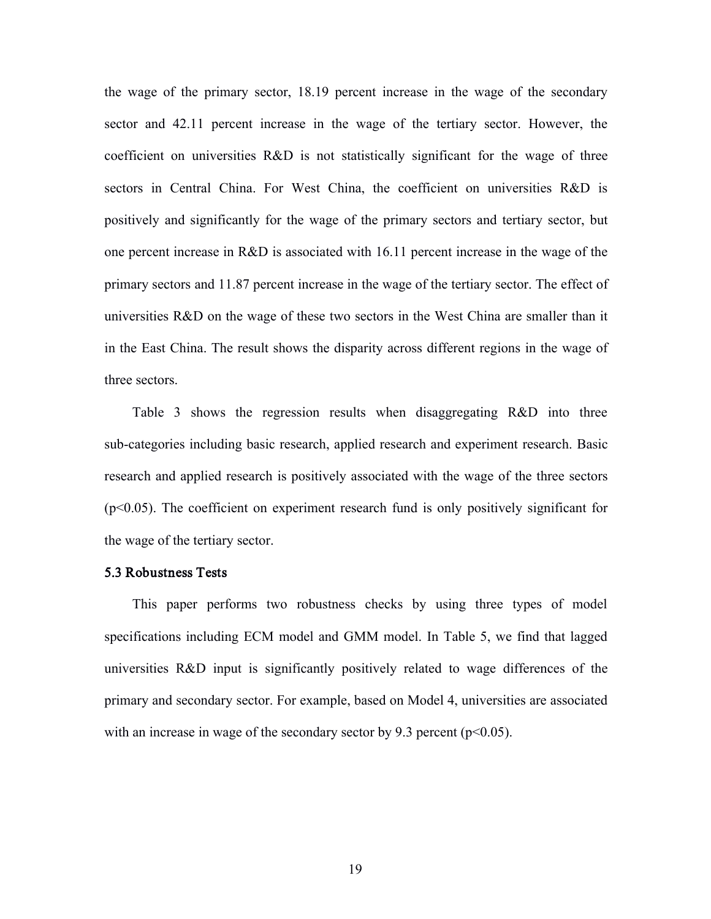the wage of the primary sector, 18.19 percent increase in the wage of the secondary sector and 42.11 percent increase in the wage of the tertiary sector. However, the coefficient on universities R&D is not statistically significant for the wage of three sectors in Central China. For West China, the coefficient on universities R&D is positively and significantly for the wage of the primary sectors and tertiary sector, but one percent increase in R&D is associated with 16.11 percent increase in the wage of the primary sectors and 11.87 percent increase in the wage of the tertiary sector. The effect of universities R&D on the wage of these two sectors in the West China are smaller than it in the East China. The result shows the disparity across different regions in the wage of three sectors.

Table 3 shows the regression results when disaggregating R&D into three sub-categories including basic research, applied research and experiment research. Basic research and applied research is positively associated with the wage of the three sectors ($p<0.05$). The coefficient on experiment research fund is only positively significant for the wage of the tertiary sector.

### 5.3 Robustness Tests

This paper performs two robustness checks by using three types of model specifications including ECM model and GMM model. In Table 5, we find that lagged universities R&D input is significantly positively related to wage differences of the primary and secondary sector. For example, based on Model 4, universities are associated with an increase in wage of the secondary sector by 9.3 percent ($p<0.05$).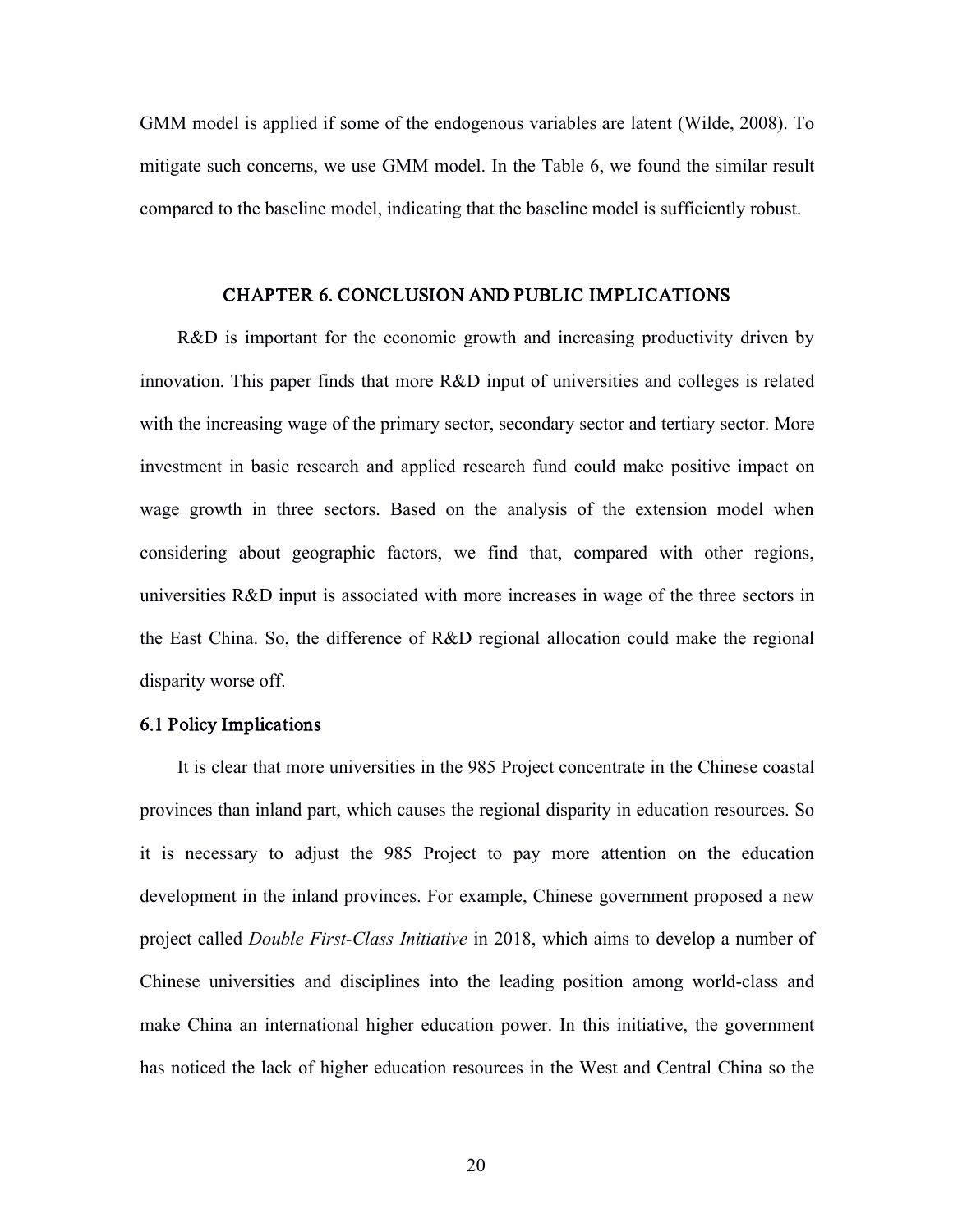GMM model is applied if some of the endogenous variables are latent (Wilde, 2008). To mitigate such concerns, we use GMM model. In the Table 6, we found the similar result compared to the baseline model, indicating that the baseline model is sufficiently robust.

# CHAPTER 6. CONCLUSION AND PUBLIC IMPLICATIONS

R&D is important for the economic growth and increasing productivity driven by innovation. This paper finds that more R&D input of universities and colleges is related with the increasing wage of the primary sector, secondary sector and tertiary sector. More investment in basic research and applied research fund could make positive impact on wage growth in three sectors. Based on the analysis of the extension model when considering about geographic factors, we find that, compared with other regions, universities R&D input is associated with more increases in wage of the three sectors in the East China. So, the difference of R&D regional allocation could make the regional disparity worse off.

## 6.1 Policy Implications

It is clear that more universities in the 985 Project concentrate in the Chinese coastal provinces than inland part, which causes the regional disparity in education resources. So it is necessary to adjust the 985 Project to pay more attention on the education development in the inland provinces. For example, Chinese government proposed a new project called *Double First-Class Initiative* in 2018, which aims to develop a number of Chinese universities and disciplines into the leading position among world-class and make China an international higher education power. In this initiative, the government has noticed the lack of higher education resources in the West and Central China so the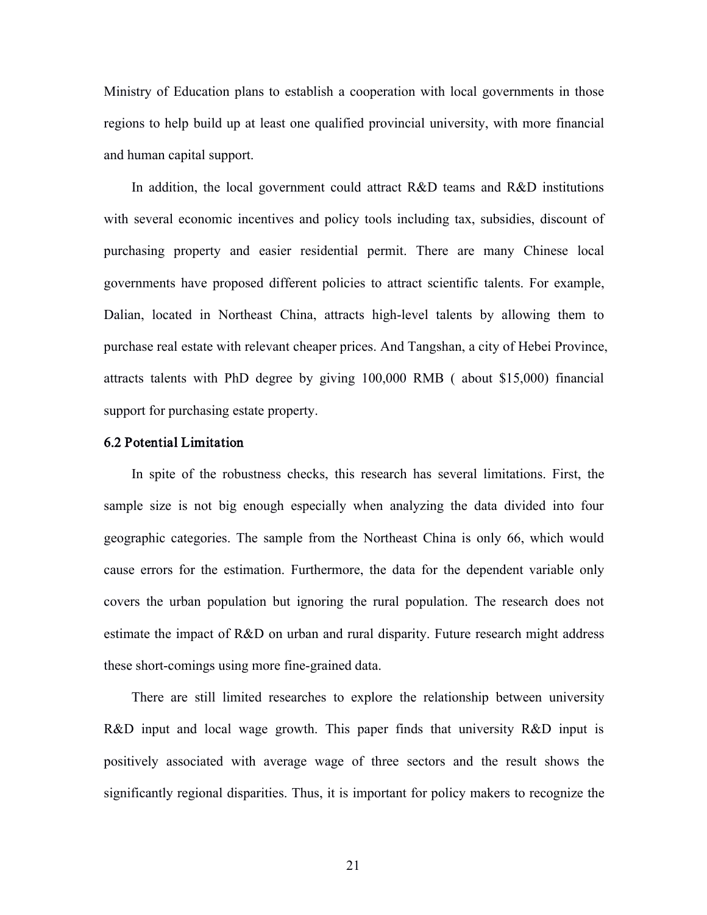Ministry of Education plans to establish a cooperation with local governments in those regions to help build up at least one qualified provincial university, with more financial and human capital support.

In addition, the local government could attract R&D teams and R&D institutions with several economic incentives and policy tools including tax, subsidies, discount of purchasing property and easier residential permit. There are many Chinese local governments have proposed different policies to attract scientific talents. For example, Dalian, located in Northeast China, attracts high-level talents by allowing them to purchase real estate with relevant cheaper prices. And Tangshan, a city of Hebei Province, attracts talents with PhD degree by giving 100,000 RMB ( about $15,000) financial support for purchasing estate property.

### 6.2 Potential Limitation

In spite of the robustness checks, this research has several limitations. First, the sample size is not big enough especially when analyzing the data divided into four geographic categories. The sample from the Northeast China is only 66, which would cause errors for the estimation. Furthermore, the data for the dependent variable only covers the urban population but ignoring the rural population. The research does not estimate the impact of R&D on urban and rural disparity. Future research might address these short-comings using more fine-grained data.

There are still limited researches to explore the relationship between university R&D input and local wage growth. This paper finds that university R&D input is positively associated with average wage of three sectors and the result shows the significantly regional disparities. Thus, it is important for policy makers to recognize the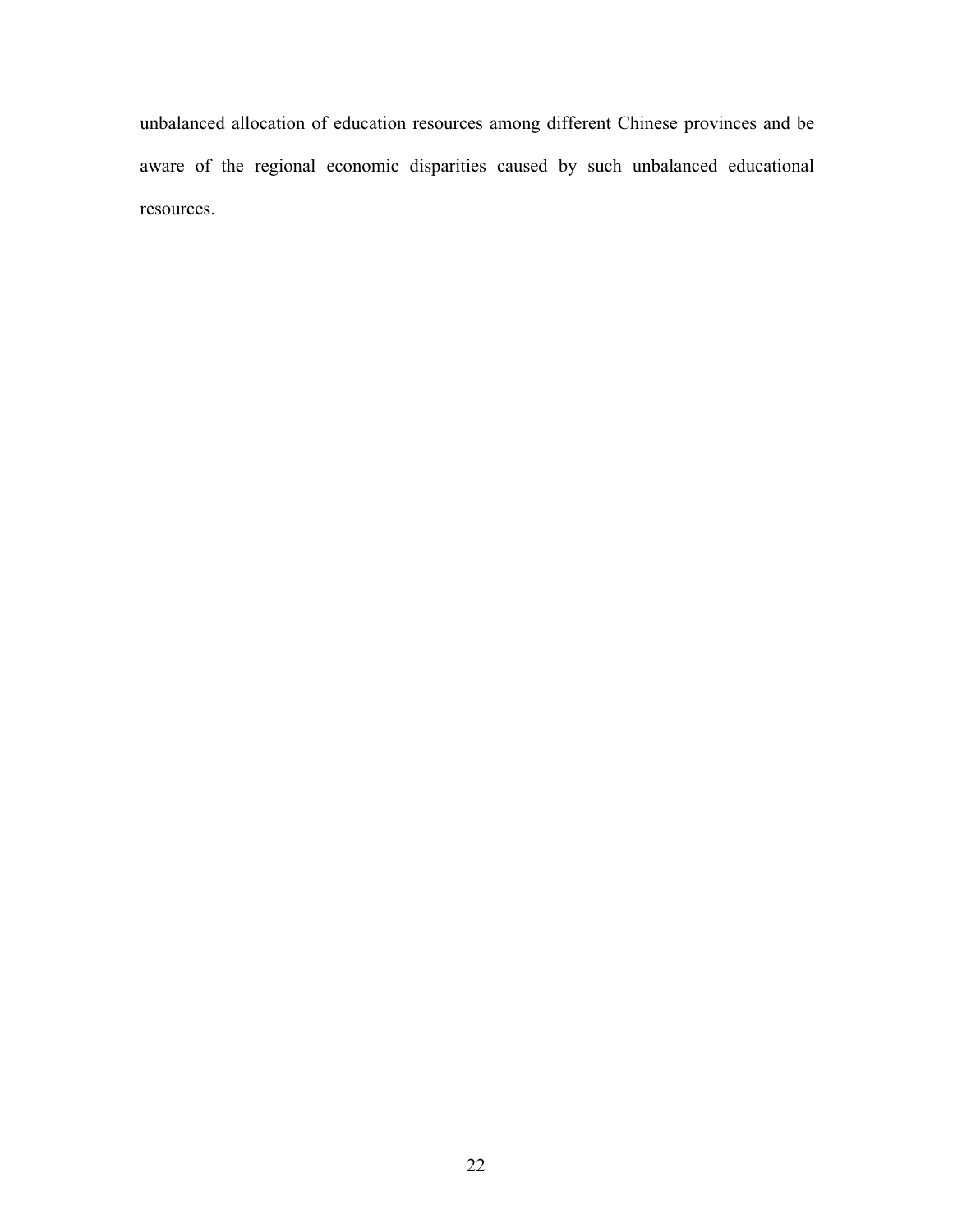unbalanced allocation of education resources among different Chinese provinces and be aware of the regional economic disparities caused by such unbalanced educational resources.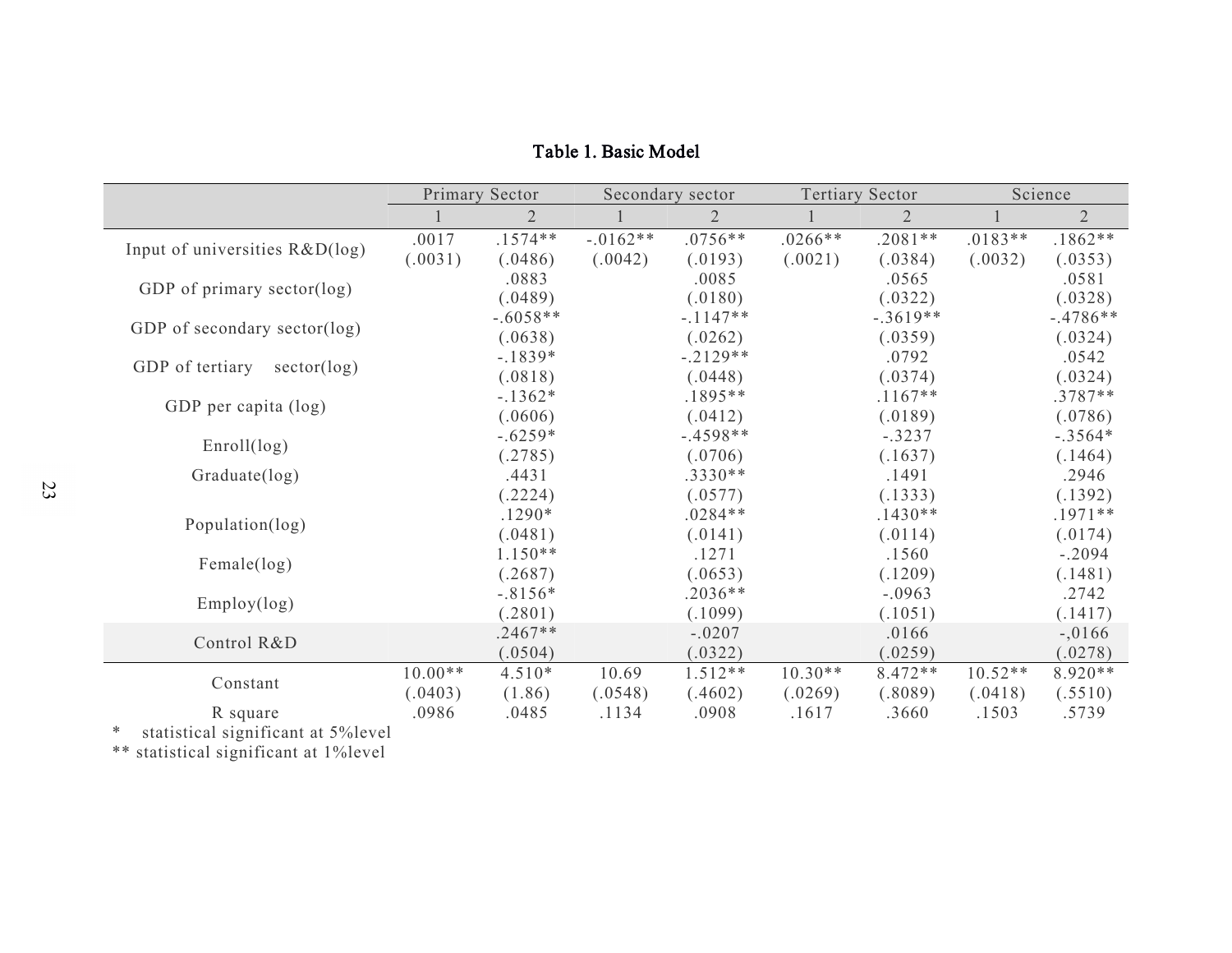**Table 1. Basic Model**

| | Primary Sector | | Secondary sector | | Tertiary Sector | | Science | |
|---|---|---|---|---|---|---|---|---|
| | 1 | 2 | 1 | 2 | 1 | 2 | 1 | 2 |
| Input of universities R&D(log) | .0017<br>(.0031) | .1574**<br>(.0486) | -.0162**<br>(.0042) | .0756**<br>(.0193) | .0266**<br>(.0021) | .2081**<br>(.0384) | .0183**<br>(.0032) | .1862**<br>(.0353) |
| GDP of primary sector(log) | | .0883<br>(.0489) | | .0085<br>(.0180) | | .0565<br>(.0322) | | .0581<br>(.0328) |
| GDP of secondary sector(log) | | -.6058**<br>(.0638) | | -.1147**<br>(.0262) | | -.3619**<br>(.0359) | | -.4786**<br>(.0324) |
| GDP of tertiary sector(log) | | -.1839*<br>(.0818) | | -.2129**<br>(.0448) | | .0792<br>(.0374) | | .0542<br>(.0324) |
| GDP per capita (log) | | -.1362*<br>(.0606) | | .1895**<br>(.0412) | | .1167**<br>(.0189) | | .3787**<br>(.0786) |
| Enroll(log) | | -.6259*<br>(.2785) | | -.4598**<br>(.0706) | | -.3237<br>(.1637) | | -.3564*<br>(.1464) |
| Graduate(log) | | .4431<br>(.2224) | | .3330**<br>(.0577) | | .1491<br>(.1333) | | .2946<br>(.1392) |
| Population(log) | | .1290*<br>(.0481) | | .0284**<br>(.0141) | | .1430**<br>(.0114) | | .1971**<br>(.0174) |
| Female(log) | | 1.150**<br>(.2687) | | .1271<br>(.0653) | | .1560<br>(.1209) | | -.2094<br>(.1481) |
| Employ(log) | | -.8156*<br>(.2801) | | .2036**<br>(.1099) | | -.0963<br>(.1051) | | .2742<br>(.1417) |
| Control R&D | | .2467**<br>(.0504) | | -.0207<br>(.0322) | | .0166<br>(.0259) | | -,0166<br>(.0278) |
| Constant | 10.00**<br>(.0403) | 4.510*<br>(1.86) | 10.69<br>(.0548) | 1.512**<br>(.4602) | 10.30**<br>(.0269) | 8.472**<br>(.8089) | 10.52**<br>(.0418) | 8.920**<br>(.5510) |
| R square | .0986 | .0485 | .1134 | .0908 | .1617 | .3660 | .1503 | .5739 |

\* statistical significant at 5%level

** statistical significant at 1%level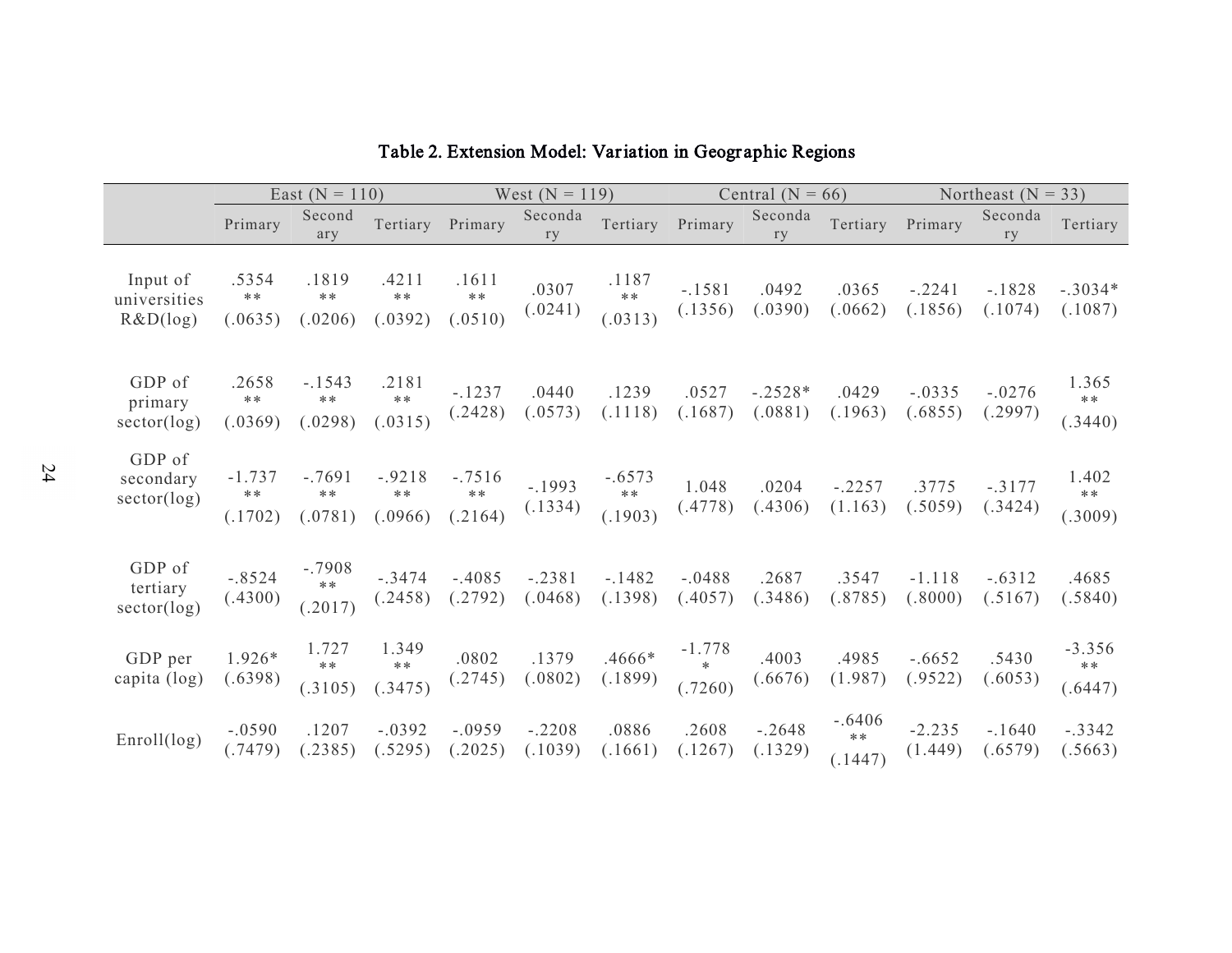# Table 2. Extension Model: Variation in Geographic Regions

| | East (N = 110) | | | West (N = 119) | | | Central (N = 66) | | | Northeast (N = 33) | | |
|---|---|---|---|---|---|---|---|---|---|---|---|---|
| | Primary | Secondary | Tertiary | Primary | Secondary | Tertiary | Primary | Secondary | Tertiary | Primary | Secondary | Tertiary |
| Input of universities R&D(log) | .5354 ** (.0635) | .1819 ** (.0206) | .4211 ** (.0392) | .1611 ** (.0510) | .0307 (.0241) | .1187 ** (.0313) | -.1581 (.1356) | .0492 (.0390) | .0365 (.0662) | -.2241 (.1856) | -.1828 (.1074) | -.3034* (.1087) |
| GDP of primary sector(log) | .2658 ** (.0369) | -.1543 ** (.0298) | .2181 ** (.0315) | -.1237 (.2428) | .0440 (.0573) | .1239 (.1118) | .0527 (.1687) | -.2528* (.0881) | .0429 (.1963) | -.0335 (.6855) | -.0276 (.2997) | 1.365 ** (.3440) |
| GDP of secondary sector(log) | -1.737 ** (.1702) | -.7691 ** (.0781) | -.9218 ** (.0966) | -.7516 ** (.2164) | -.1993 (.1334) | -.6573 ** (.1903) | 1.048 (.4778) | .0204 (.4306) | -.2257 (1.163) | .3775 (.5059) | -.3177 (.3424) | 1.402 ** (.3009) |
| GDP of tertiary sector(log) | -.8524 (.4300) | -.7908 ** (.2017) | -.3474 (.2458) | -.4085 (.2792) | -.2381 (.0468) | -.1482 (.1398) | -.0488 (.4057) | .2687 (.3486) | .3547 (.8785) | -1.118 (.8000) | -.6312 (.5167) | .4685 (.5840) |
| GDP per capita (log) | 1.926* (.6398) | 1.727 ** (.3105) | 1.349 ** (.3475) | .0802 (.2745) | .1379 (.0802) | .4666* (.1899) | -1.778 * (.7260) | .4003 (.6676) | .4985 (1.987) | -.6652 (.9522) | .5430 (.6053) | -3.356 ** (.6447) |
| Enroll(log) | -.0590 (.7479) | .1207 (.2385) | -.0392 (.5295) | -.0959 (.2025) | -.2208 (.1039) | .0886 (.1661) | .2608 (.1267) | -.2648 (.1329) | -.6406 ** (.1447) | -2.235 (1.449) | -.1640 (.6579) | -.3342 (.5663) |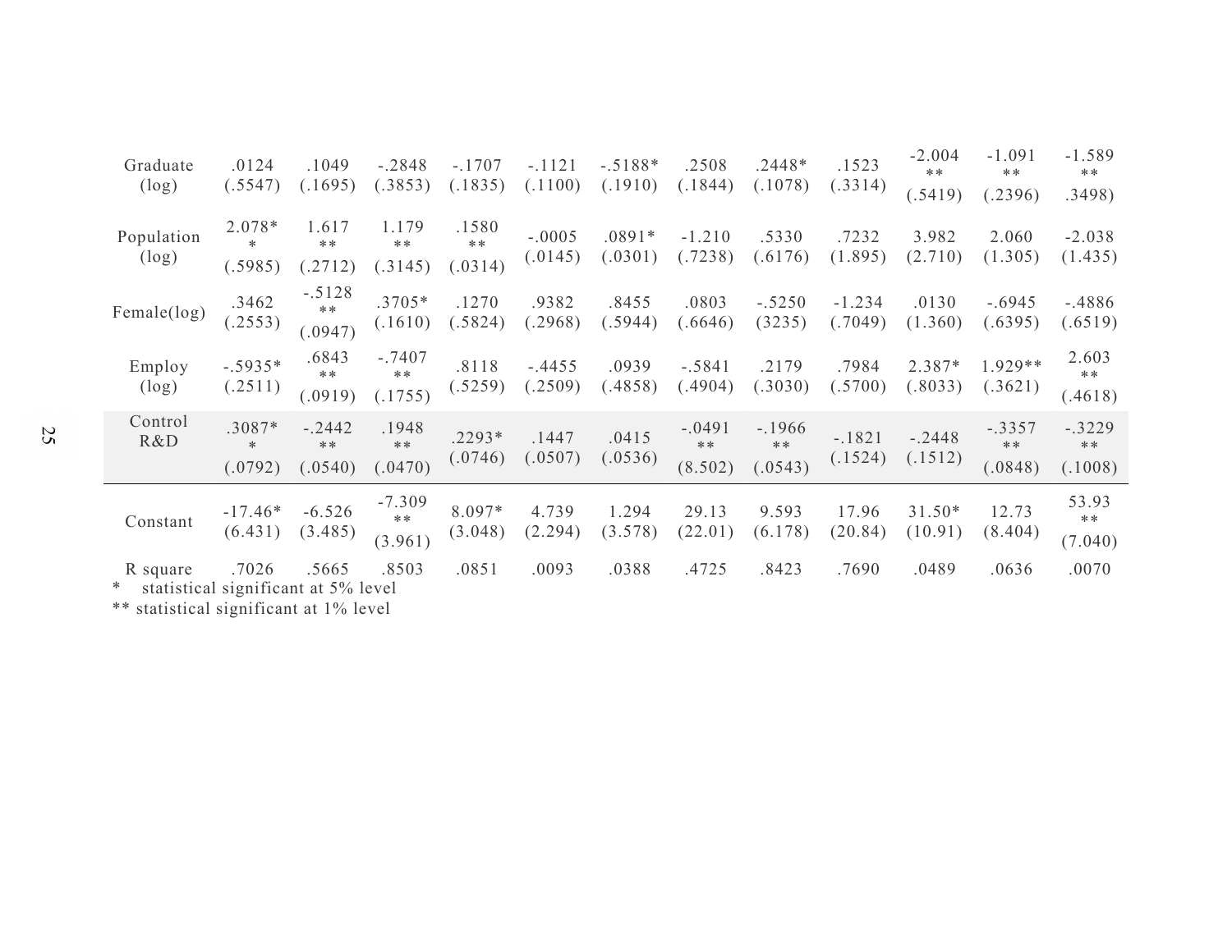|  |  |  |  |  |  |  |  |  |  |  |  |  |
|---|---|---|---|---|---|---|---|---|---|---|---|---|
| Graduate (log) | .0124 (.5547) | .1049 (.1695) | -.2848 (.3853) | -.1707 (.1835) | -.1121 (.1100) | -.5188* (.1910) | .2508 (.1844) | .2448* (.1078) | .1523 (.3314) | -2.004 ** (.5419) | -1.091 ** (.2396) | -1.589 ** .3498) |
| Population (log) | 2.078* * (.5985) | 1.617 ** (.2712) | 1.179 ** (.3145) | .1580 ** (.0314) | -.0005 (.0145) | .0891* (.0301) | -1.210 (.7238) | .5330 (.6176) | .7232 (1.895) | 3.982 (2.710) | 2.060 (1.305) | -2.038 (1.435) |
| Female(log) | .3462 (.2553) | -.5128 ** (.0947) | .3705* (.1610) | .1270 (.5824) | .9382 (.2968) | .8455 (.5944) | .0803 (.6646) | -.5250 (3235) | -1.234 (.7049) | .0130 (1.360) | -.6945 (.6395) | -.4886 (.6519) |
| Employ (log) | -.5935* (.2511) | .6843 ** (.0919) | -.7407 ** (.1755) | .8118 (.5259) | -.4455 (.2509) | .0939 (.4858) | -.5841 (.4904) | .2179 (.3030) | .7984 (.5700) | 2.387* (.8033) | 1.929** (.3621) | 2.603 ** (.4618) |
| Control R&D | .3087* * (.0792) | -.2442 ** (.0540) | .1948 ** (.0470) | .2293* (.0746) | .1447 (.0507) | .0415 (.0536) | -.0491 ** (8.502) | -.1966 ** (.0543) | -.1821 (.1524) | -.2448 (.1512) | -.3357 ** (.0848) | -.3229 ** (.1008) |
| Constant | -17.46* (6.431) | -6.526 (3.485) | -7.309 ** (3.961) | 8.097* (3.048) | 4.739 (2.294) | 1.294 (3.578) | 29.13 (22.01) | 9.593 (6.178) | 17.96 (20.84) | 31.50* (10.91) | 12.73 (8.404) | 53.93 ** (7.040) |
| R square | .7026 | .5665 | .8503 | .0851 | .0093 | .0388 | .4725 | .8423 | .7690 | .0489 | .0636 | .0070 |

\* statistical significant at 5% level

\** statistical significant at 1% level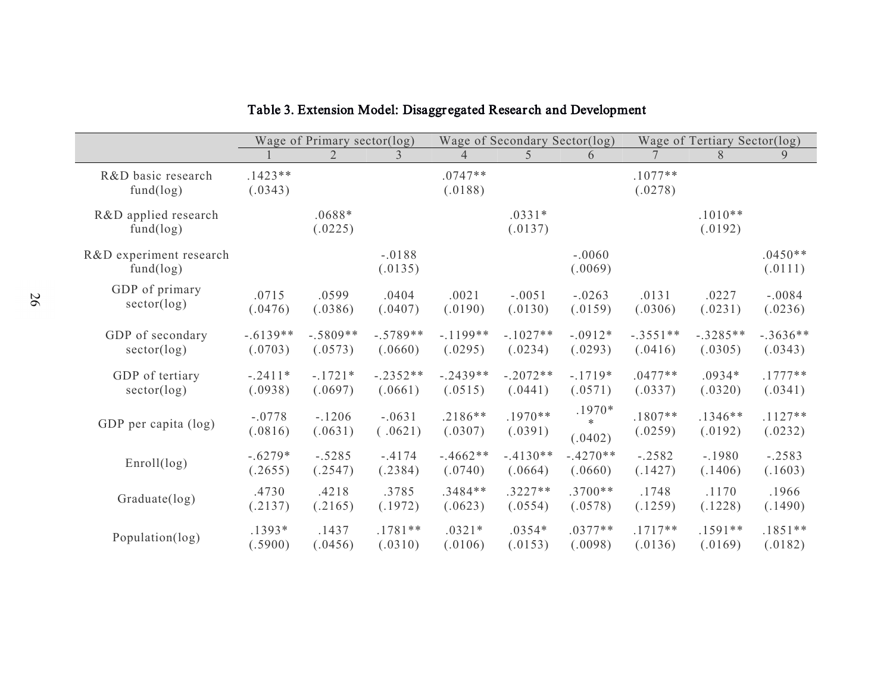**Table 3. Extension Model: Disaggregated Research and Development**

| | Wage of Primary sector(log) | | | Wage of Secondary Sector(log) | | | Wage of Tertiary Sector(log) | | |
|---|---|---|---|---|---|---|---|---|---|
| | 1 | 2 | 3 | 4 | 5 | 6 | 7 | 8 | 9 |
| R&D basic research fund(log) | .1423** (.0343) | | | .0747** (.0188) | | | .1077** (.0278) | | |
| R&D applied research fund(log) | | .0688* (.0225) | | | .0331* (.0137) | | | .1010** (.0192) | |
| R&D experiment research fund(log) | | | -.0188 (.0135) | | | -.0060 (.0069) | | | .0450** (.0111) |
| GDP of primary sector(log) | .0715 (.0476) | .0599 (.0386) | .0404 (.0407) | .0021 (.0190) | -.0051 (.0130) | -.0263 (.0159) | .0131 (.0306) | .0227 (.0231) | -.0084 (.0236) |
| GDP of secondary sector(log) | -.6139** (.0703) | -.5809** (.0573) | -.5789** (.0660) | -.1199** (.0295) | -.1027** (.0234) | -.0912* (.0293) | -.3551** (.0416) | -.3285** (.0305) | -.3636** (.0343) |
| GDP of tertiary sector(log) | -.2411* (.0938) | -.1721* (.0697) | -.2352** (.0661) | -.2439** (.0515) | -.2072** (.0441) | -.1719* (.0571) | .0477** (.0337) | .0934* (.0320) | .1777** (.0341) |
| GDP per capita (log) | -.0778 (.0816) | -.1206 (.0631) | -.0631 ( .0621) | .2186** (.0307) | .1970** (.0391) | .1970** (.0402) | .1807** (.0259) | .1346** (.0192) | .1127** (.0232) |
| Enroll(log) | -.6279* (.2655) | -.5285 (.2547) | -.4174 (.2384) | -.4662** (.0740) | -.4130** (.0664) | -.4270** (.0660) | -.2582 (.1427) | -.1980 (.1406) | -.2583 (.1603) |
| Graduate(log) | .4730 (.2137) | .4218 (.2165) | .3785 (.1972) | .3484** (.0623) | .3227** (.0554) | .3700** (.0578) | .1748 (.1259) | .1170 (.1228) | .1966 (.1490) |
| Population(log) | .1393* (.5900) | .1437 (.0456) | .1781** (.0310) | .0321* (.0106) | .0354* (.0153) | .0377** (.0098) | .1717** (.0136) | .1591** (.0169) | .1851** (.0182) |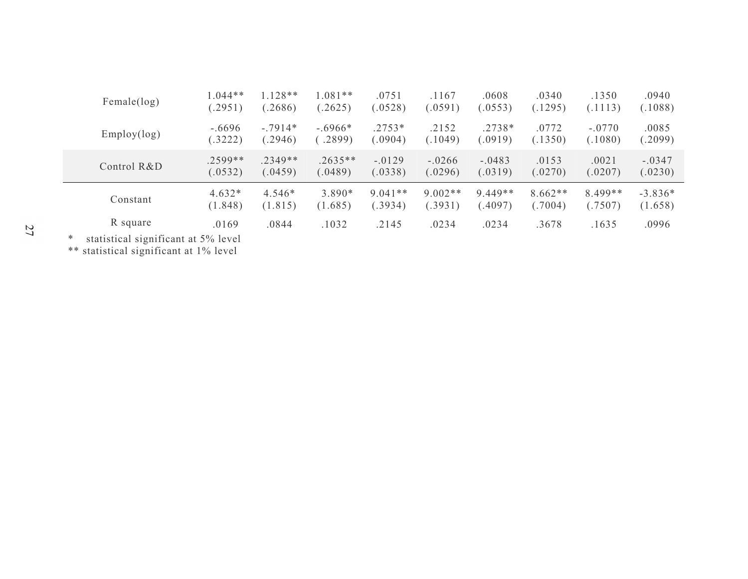| | | | | | | | | | |
|---|---|---|---|---|---|---|---|---|---|
| Female(log) | 1.044** (.2951) | 1.128** (.2686) | 1.081** (.2625) | .0751 (.0528) | .1167 (.0591) | .0608 (.0553) | .0340 (.1295) | .1350 (.1113) | .0940 (.1088) |
| Employ(log) | -.6696 (.3222) | -.7914* (.2946) | -.6966* ( .2899) | .2753* (.0904) | .2152 (.1049) | .2738* (.0919) | .0772 (.1350) | -.0770 (.1080) | .0085 (.2099) |
| Control R&D | .2599** (.0532) | .2349** (.0459) | .2635** (.0489) | -.0129 (.0338) | -.0266 (.0296) | -.0483 (.0319) | .0153 (.0270) | .0021 (.0207) | -.0347 (.0230) |
| Constant | 4.632* (1.848) | 4.546* (1.815) | 3.890* (1.685) | 9.041** (.3934) | 9.002** (.3931) | 9.449** (.4097) | 8.662** (.7004) | 8.499** (.7507) | -3.836* (1.658) |
| R square | .0169 | .0844 | .1032 | .2145 | .0234 | .0234 | .3678 | .1635 | .0996 |

* statistical significant at 5% level

** statistical significant at 1% level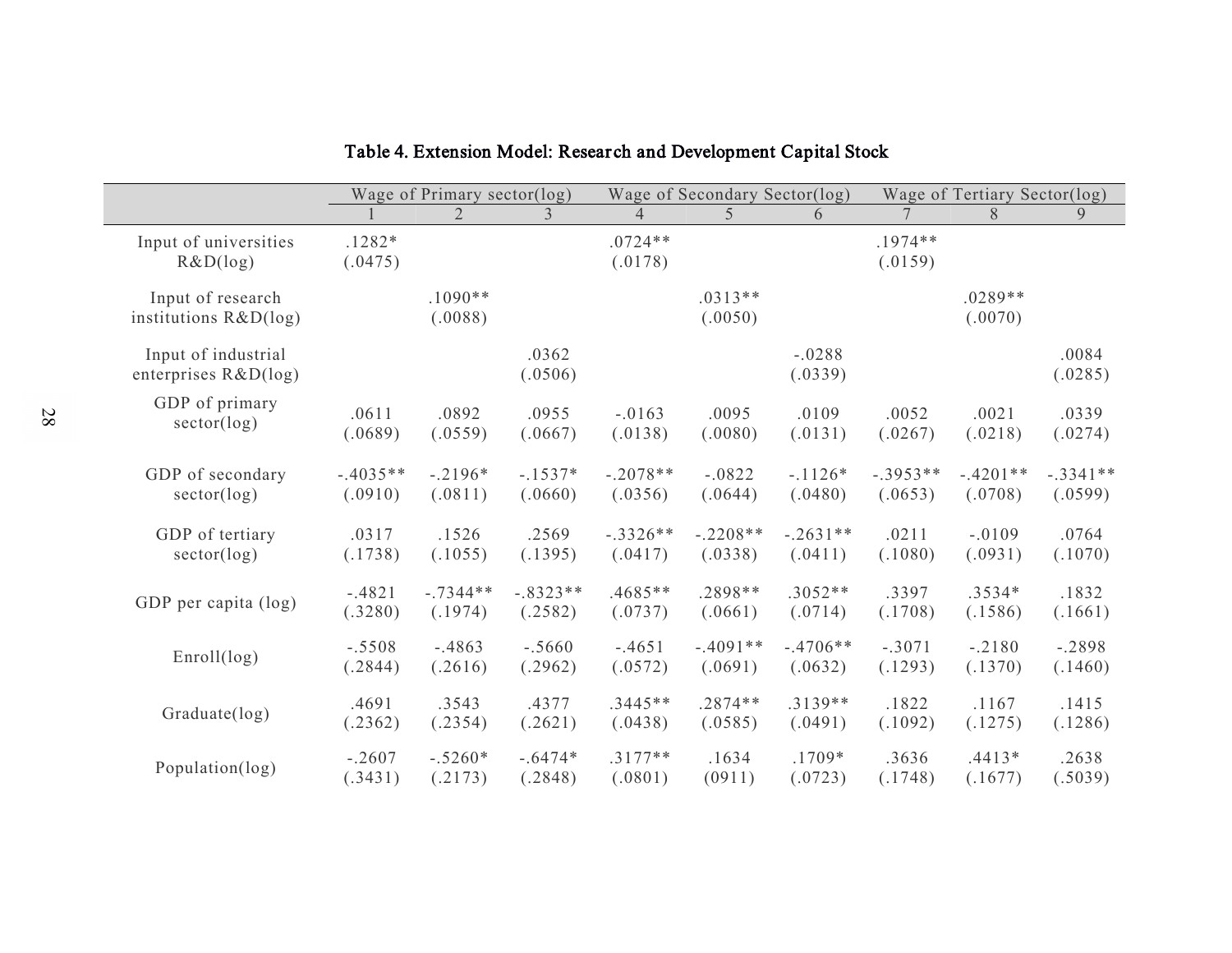# Table 4. Extension Model: Research and Development Capital Stock

| | Wage of Primary sector(log) | | | Wage of Secondary Sector(log) | | | Wage of Tertiary Sector(log) | | |
|---|---|---|---|---|---|---|---|---|---|
| | 1 | 2 | 3 | 4 | 5 | 6 | 7 | 8 | 9 |
| Input of universities R&D(log) | .1282* (.0475) | | | .0724** (.0178) | | | .1974** (.0159) | | |
| Input of research institutions R&D(log) | | .1090** (.0088) | | | .0313** (.0050) | | | .0289** (.0070) | |
| Input of industrial enterprises R&D(log) | | | .0362 (.0506) | | | -.0288 (.0339) | | | .0084 (.0285) |
| GDP of primary sector(log) | .0611 (.0689) | .0892 (.0559) | .0955 (.0667) | -.0163 (.0138) | .0095 (.0080) | .0109 (.0131) | .0052 (.0267) | .0021 (.0218) | .0339 (.0274) |
| GDP of secondary sector(log) | -.4035** (.0910) | -.2196* (.0811) | -.1537* (.0660) | -.2078** (.0356) | -.0822 (.0644) | -.1126* (.0480) | -.3953** (.0653) | -.4201** (.0708) | -.3341** (.0599) |
| GDP of tertiary sector(log) | .0317 (.1738) | .1526 (.1055) | .2569 (.1395) | -.3326** (.0417) | -.2208** (.0338) | -.2631** (.0411) | .0211 (.1080) | -.0109 (.0931) | .0764 (.1070) |
| GDP per capita (log) | -.4821 (.3280) | -.7344** (.1974) | -.8323** (.2582) | .4685** (.0737) | .2898** (.0661) | .3052** (.0714) | .3397 (.1708) | .3534* (.1586) | .1832 (.1661) |
| Enroll(log) | -.5508 (.2844) | -.4863 (.2616) | -.5660 (.2962) | -.4651 (.0572) | -.4091** (.0691) | -.4706** (.0632) | -.3071 (.1293) | -.2180 (.1370) | -.2898 (.1460) |
| Graduate(log) | .4691 (.2362) | .3543 (.2354) | .4377 (.2621) | .3445** (.0438) | .2874** (.0585) | .3139** (.0491) | .1822 (.1092) | .1167 (.1275) | .1415 (.1286) |
| Population(log) | -.2607 (.3431) | -.5260* (.2173) | -.6474* (.2848) | .3177** (.0801) | .1634 (0911) | .1709* (.0723) | .3636 (.1748) | .4413* (.1677) | .2638 (.5039) |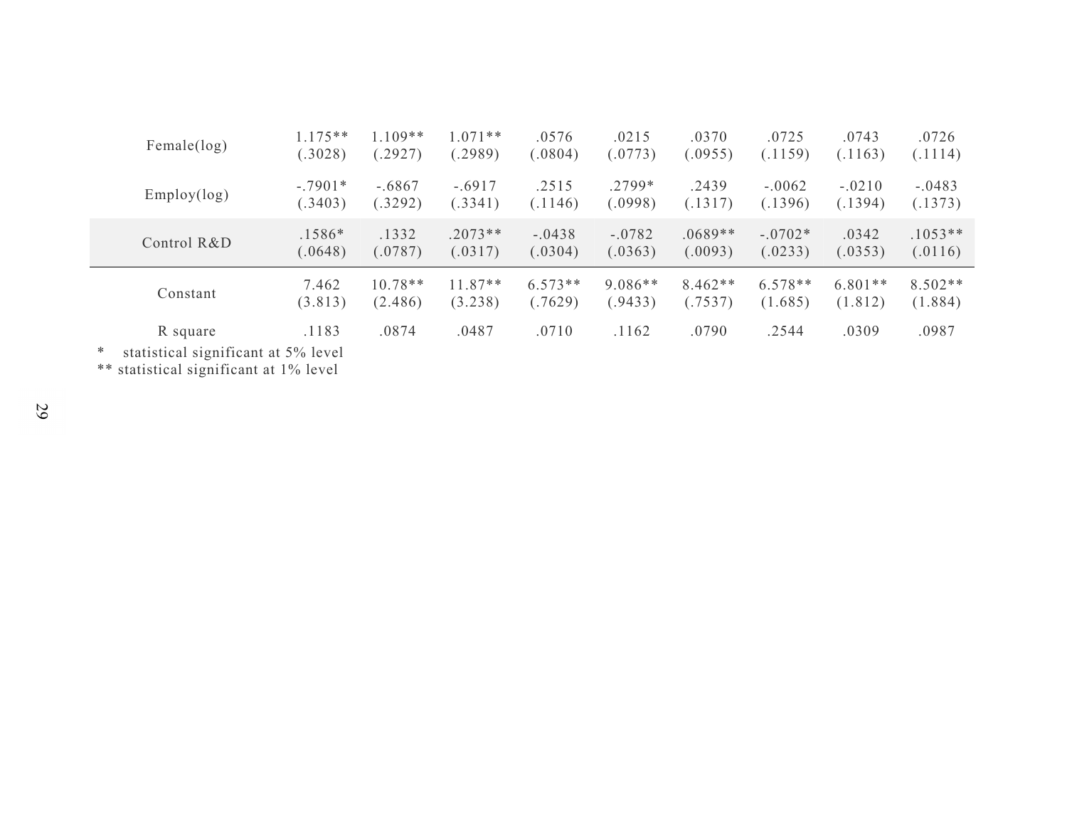| | | | | | | | | | |
|---|---|---|---|---|---|---|---|---|---|
| Female(log) | 1.175** (.3028) | 1.109** (.2927) | 1.071** (.2989) | .0576 (.0804) | .0215 (.0773) | .0370 (.0955) | .0725 (.1159) | .0743 (.1163) | .0726 (.1114) |
| Employ(log) | -.7901* (.3403) | -.6867 (.3292) | -.6917 (.3341) | .2515 (.1146) | .2799* (.0998) | .2439 (.1317) | -.0062 (.1396) | -.0210 (.1394) | -.0483 (.1373) |
| Control R&D | .1586* (.0648) | .1332 (.0787) | .2073** (.0317) | -.0438 (.0304) | -.0782 (.0363) | .0689** (.0093) | -.0702* (.0233) | .0342 (.0353) | .1053** (.0116) |
| Constant | 7.462 (3.813) | 10.78** (2.486) | 11.87** (3.238) | 6.573** (.7629) | 9.086** (.9433) | 8.462** (.7537) | 6.578** (1.685) | 6.801** (1.812) | 8.502** (1.884) |
| R square | .1183 | .0874 | .0487 | .0710 | .1162 | .0790 | .2544 | .0309 | .0987 |

\* statistical significant at 5% level

** statistical significant at 1% level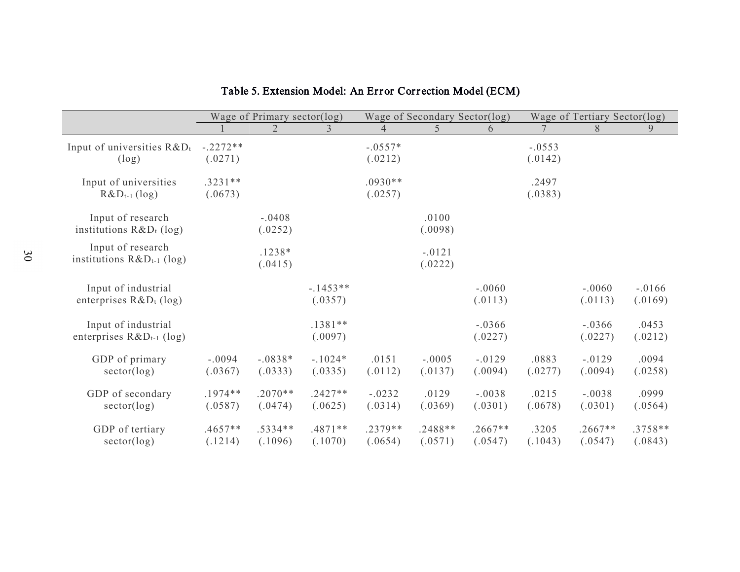# Table 5. Extension Model: An Error Correction Model (ECM)

| | Wage of Primary sector(log) | | | Wage of Secondary Sector(log) | | | Wage of Tertiary Sector(log) | | |
|---|---|---|---|---|---|---|---|---|---|
| | 1 | 2 | 3 | 4 | 5 | 6 | 7 | 8 | 9 |
| Input of universities $R\&D_t$ (log) | -.2272** (.0271) | | | -.0557* (.0212) | | | -.0553 (.0142) | | |
| Input of universities $R\&D_{t-1}$ (log) | .3231** (.0673) | | | .0930** (.0257) | | | .2497 (.0383) | | |
| Input of research institutions $R\&D_t$ (log) | | -.0408 (.0252) | | | .0100 (.0098) | | | | |
| Input of research institutions $R\&D_{t-1}$ (log) | | .1238* (.0415) | | | -.0121 (.0222) | | | | |
| Input of industrial enterprises $R\&D_t$ (log) | | | -.1453** (.0357) | | | -.0060 (.0113) | | -.0060 (.0113) | -.0166 (.0169) |
| Input of industrial enterprises $R\&D_{t-1}$ (log) | | | .1381** (.0097) | | | -.0366 (.0227) | | -.0366 (.0227) | .0453 (.0212) |
| GDP of primary sector(log) | -.0094 (.0367) | -.0838* (.0333) | -.1024* (.0335) | .0151 (.0112) | -.0005 (.0137) | -.0129 (.0094) | .0883 (.0277) | -.0129 (.0094) | .0094 (.0258) |
| GDP of secondary sector(log) | .1974** (.0587) | .2070** (.0474) | .2427** (.0625) | -.0232 (.0314) | .0129 (.0369) | -.0038 (.0301) | .0215 (.0678) | -.0038 (.0301) | .0999 (.0564) |
| GDP of tertiary sector(log) | .4657** (.1214) | .5334** (.1096) | .4871** (.1070) | .2379** (.0654) | .2488** (.0571) | .2667** (.0547) | .3205 (.1043) | .2667** (.0547) | .3758** (.0843) |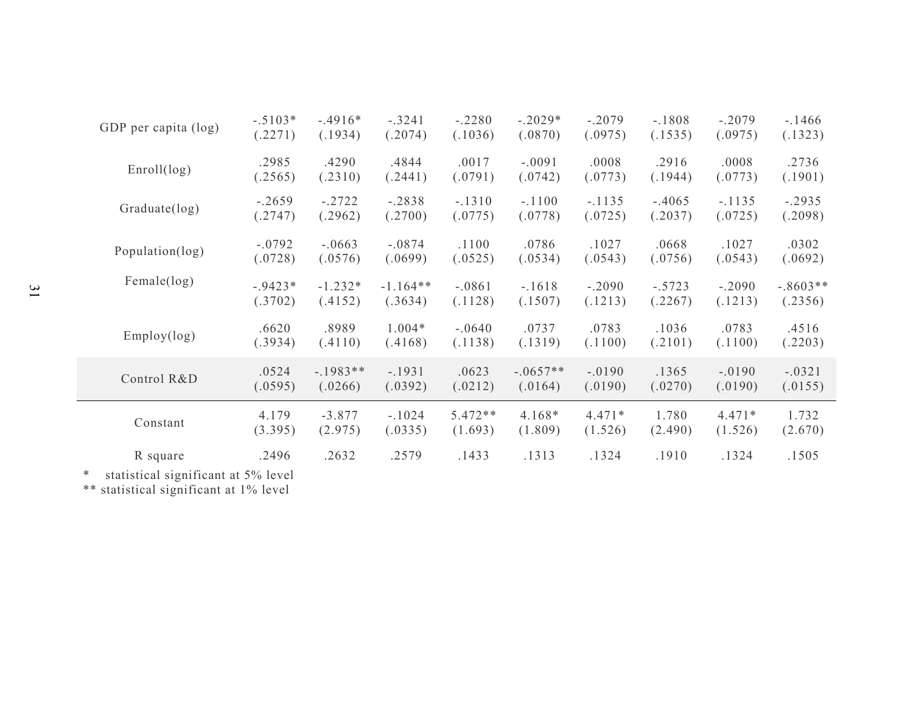| | | | | | | | | | |
|---|---|---|---|---|---|---|---|---|---|
| GDP per capita (log) | -.5103* (.2271) | -.4916* (.1934) | -.3241 (.2074) | -.2280 (.1036) | -.2029* (.0870) | -.2079 (.0975) | -.1808 (.1535) | -.2079 (.0975) | -.1466 (.1323) |
| Enroll(log) | .2985 (.2565) | .4290 (.2310) | .4844 (.2441) | .0017 (.0791) | -.0091 (.0742) | .0008 (.0773) | .2916 (.1944) | .0008 (.0773) | .2736 (.1901) |
| Graduate(log) | -.2659 (.2747) | -.2722 (.2962) | -.2838 (.2700) | -.1310 (.0775) | -.1100 (.0778) | -.1135 (.0725) | -.4065 (.2037) | -.1135 (.0725) | -.2935 (.2098) |
| Population(log) | -.0792 (.0728) | -.0663 (.0576) | -.0874 (.0699) | .1100 (.0525) | .0786 (.0534) | .1027 (.0543) | .0668 (.0756) | .1027 (.0543) | .0302 (.0692) |
| Female(log) | -.9423* (.3702) | -1.232* (.4152) | -1.164** (.3634) | -.0861 (.1128) | -.1618 (.1507) | -.2090 (.1213) | -.5723 (.2267) | -.2090 (.1213) | -.8603** (.2356) |
| Employ(log) | .6620 (.3934) | .8989 (.4110) | 1.004* (.4168) | -.0640 (.1138) | .0737 (.1319) | .0783 (.1100) | .1036 (.2101) | .0783 (.1100) | .4516 (.2203) |
| Control R&D | .0524 (.0595) | -.1983** (.0266) | -.1931 (.0392) | .0623 (.0212) | -.0657** (.0164) | -.0190 (.0190) | .1365 (.0270) | -.0190 (.0190) | -.0321 (.0155) |
| Constant | 4.179 (3.395) | -3.877 (2.975) | -.1024 (.0335) | 5.472** (1.693) | 4.168* (1.809) | 4.471* (1.526) | 1.780 (2.490) | 4.471* (1.526) | 1.732 (2.670) |
| R square | .2496 | .2632 | .2579 | .1433 | .1313 | .1324 | .1910 | .1324 | .1505 |

\* statistical significant at 5% level
** statistical significant at 1% level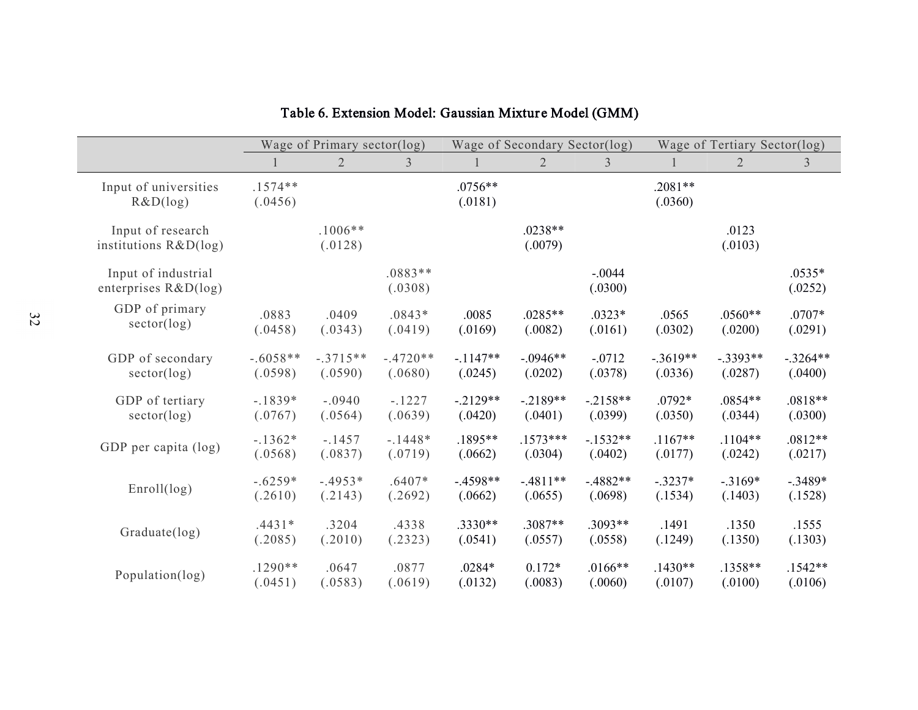**Table 6. Extension Model: Gaussian Mixture Model (GMM)**

| | Wage of Primary sector(log) | | | Wage of Secondary Sector(log) | | | Wage of Tertiary Sector(log) | | |
|---|---|---|---|---|---|---|---|---|---|
| | 1 | 2 | 3 | 1 | 2 | 3 | 1 | 2 | 3 |
| Input of universities R&D(log) | .1574** (.0456) | | | .0756** (.0181) | | | .2081** (.0360) | | |
| Input of research institutions R&D(log) | | .1006** (.0128) | | | .0238** (.0079) | | | .0123 (.0103) | |
| Input of industrial enterprises R&D(log) | | | .0883** (.0308) | | | -.0044 (.0300) | | | .0535* (.0252) |
| GDP of primary sector(log) | .0883 (.0458) | .0409 (.0343) | .0843* (.0419) | .0085 (.0169) | .0285** (.0082) | .0323* (.0161) | .0565 (.0302) | .0560** (.0200) | .0707* (.0291) |
| GDP of secondary sector(log) | -.6058** (.0598) | -.3715** (.0590) | -.4720** (.0680) | -.1147** (.0245) | -.0946** (.0202) | -.0712 (.0378) | -.3619** (.0336) | -.3393** (.0287) | -.3264** (.0400) |
| GDP of tertiary sector(log) | -.1839* (.0767) | -.0940 (.0564) | -.1227 (.0639) | -.2129** (.0420) | -.2189** (.0401) | -.2158** (.0399) | .0792* (.0350) | .0854** (.0344) | .0818** (.0300) |
| GDP per capita (log) | -.1362* (.0568) | -.1457 (.0837) | -.1448* (.0719) | .1895** (.0662) | .1573*** (.0304) | -.1532** (.0402) | .1167** (.0177) | .1104** (.0242) | .0812** (.0217) |
| Enroll(log) | -.6259* (.2610) | -.4953* (.2143) | .6407* (.2692) | -.4598** (.0662) | -.4811** (.0655) | -.4882** (.0698) | -.3237* (.1534) | -.3169* (.1403) | -.3489* (.1528) |
| Graduate(log) | .4431* (.2085) | .3204 (.2010) | .4338 (.2323) | .3330** (.0541) | .3087** (.0557) | .3093** (.0558) | .1491 (.1249) | .1350 (.1350) | .1555 (.1303) |
| Population(log) | .1290** (.0451) | .0647 (.0583) | .0877 (.0619) | .0284* (.0132) | 0.172* (.0083) | .0166** (.0060) | .1430** (.0107) | .1358** (.0100) | .1542** (.0106) |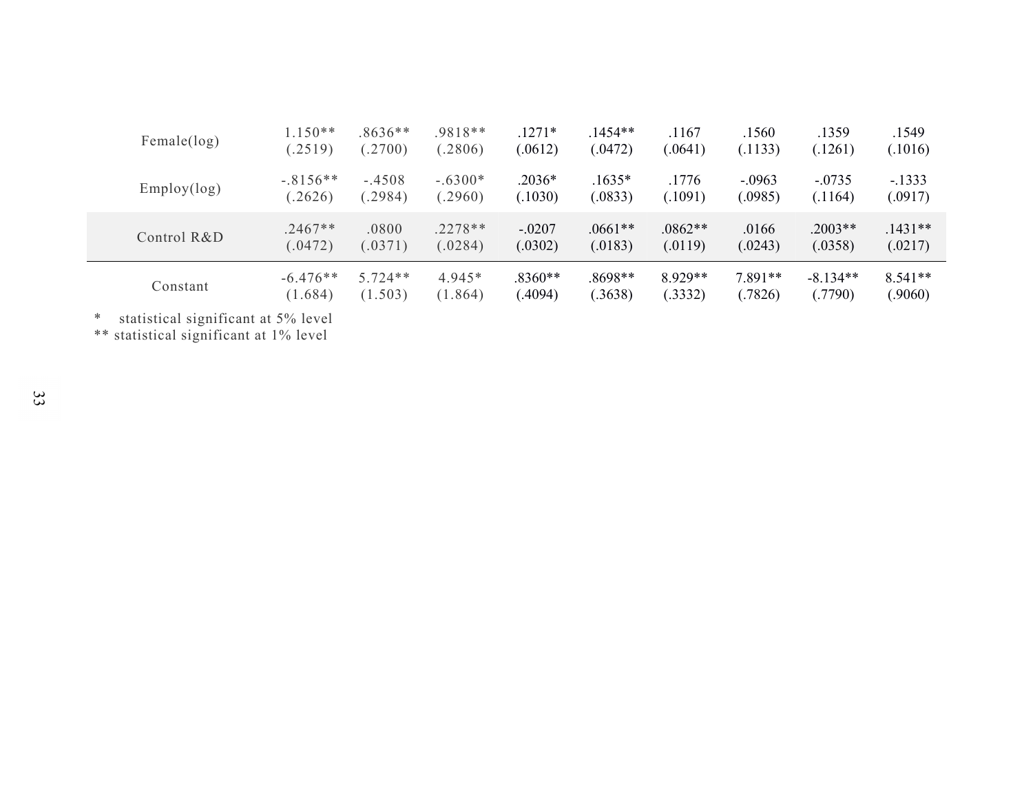| | | | | | | | | | |
|---|---|---|---|---|---|---|---|---|---|
| Female(log) | 1.150** (.2519) | .8636** (.2700) | .9818** (.2806) | .1271* (.0612) | .1454** (.0472) | .1167 (.0641) | .1560 (.1133) | .1359 (.1261) | .1549 (.1016) |
| Employ(log) | -.8156** (.2626) | -.4508 (.2984) | -.6300* (.2960) | .2036* (.1030) | .1635* (.0833) | .1776 (.1091) | -.0963 (.0985) | -.0735 (.1164) | -.1333 (.0917) |
| Control R&D | .2467** (.0472) | .0800 (.0371) | .2278** (.0284) | -.0207 (.0302) | .0661** (.0183) | .0862** (.0119) | .0166 (.0243) | .2003** (.0358) | .1431** (.0217) |
| Constant | -6.476** (1.684) | 5.724** (1.503) | 4.945* (1.864) | .8360** (.4094) | .8698** (.3638) | 8.929** (.3332) | 7.891** (.7826) | -8.134** (.7790) | 8.541** (.9060) |

\* statistical significant at 5% level
** statistical significant at 1% level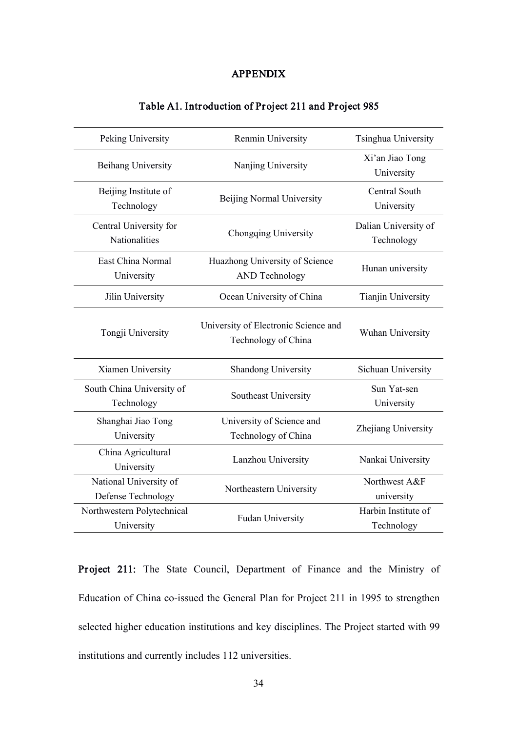## APPENDIX

### Table A1. Introduction of Project 211 and Project 985

| | | |
|---|---|---|
| Peking University | Renmin University | Tsinghua University |
| Beihang University | Nanjing University | Xi'an Jiao Tong University |
| Beijing Institute of Technology | Beijing Normal University | Central South University |
| Central University for Nationalities | Chongqing University | Dalian University of Technology |
| East China Normal University | Huazhong University of Science AND Technology | Hunan university |
| Jilin University | Ocean University of China | Tianjin University |
| Tongji University | University of Electronic Science and Technology of China | Wuhan University |
| Xiamen University | Shandong University | Sichuan University |
| South China University of Technology | Southeast University | Sun Yat-sen University |
| Shanghai Jiao Tong University | University of Science and Technology of China | Zhejiang University |
| China Agricultural University | Lanzhou University | Nankai University |
| National University of Defense Technology | Northeastern University | Northwest A&F university |
| Northwestern Polytechnical University | Fudan University | Harbin Institute of Technology |

**Project 211:** The State Council, Department of Finance and the Ministry of Education of China co-issued the General Plan for Project 211 in 1995 to strengthen selected higher education institutions and key disciplines. The Project started with 99 institutions and currently includes 112 universities.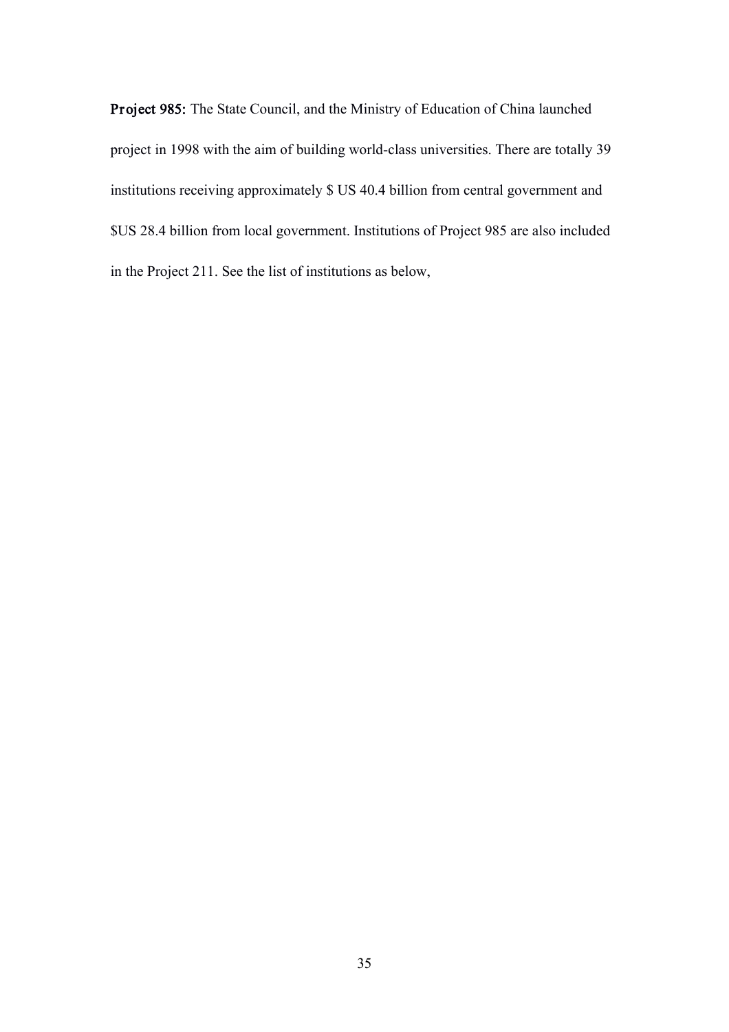**Project 985:** The State Council, and the Ministry of Education of China launched project in 1998 with the aim of building world-class universities. There are totally 39 institutions receiving approximately $ US 40.4 billion from central government and $US 28.4 billion from local government. Institutions of Project 985 are also included in the Project 211. See the list of institutions as below,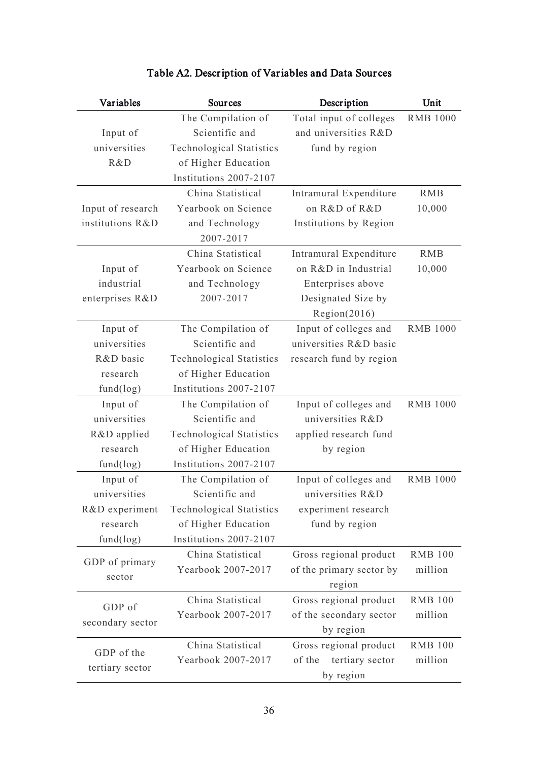## Table A2. Description of Variables and Data Sources

| Variables | Sources | Description | Unit |
|---|---|---|---|
| Input of universities R&D | The Compilation of Scientific and Technological Statistics of Higher Education Institutions 2007-2107 | Total input of colleges and universities R&D fund by region | RMB 1000 |
| Input of research institutions R&D | China Statistical Yearbook on Science and Technology 2007-2017 | Intramural Expenditure on R&D of R&D Institutions by Region | RMB 10,000 |
| Input of industrial enterprises R&D | China Statistical Yearbook on Science and Technology 2007-2017 | Intramural Expenditure on R&D in Industrial Enterprises above Designated Size by Region(2016) | RMB 10,000 |
| Input of universities R&D basic research fund(log) | The Compilation of Scientific and Technological Statistics of Higher Education Institutions 2007-2107 | Input of colleges and universities R&D basic research fund by region | RMB 1000 |
| Input of universities R&D applied research fund(log) | The Compilation of Scientific and Technological Statistics of Higher Education Institutions 2007-2107 | Input of colleges and universities R&D applied research fund by region | RMB 1000 |
| Input of universities R&D experiment research fund(log) | The Compilation of Scientific and Technological Statistics of Higher Education Institutions 2007-2107 | Input of colleges and universities R&D experiment research fund by region | RMB 1000 |
| GDP of primary sector | China Statistical Yearbook 2007-2017 | Gross regional product of the primary sector by region | RMB 100 million |
| GDP of secondary sector | China Statistical Yearbook 2007-2017 | Gross regional product of the secondary sector by region | RMB 100 million |
| GDP of the tertiary sector | China Statistical Yearbook 2007-2017 | Gross regional product of the tertiary sector by region | RMB 100 million |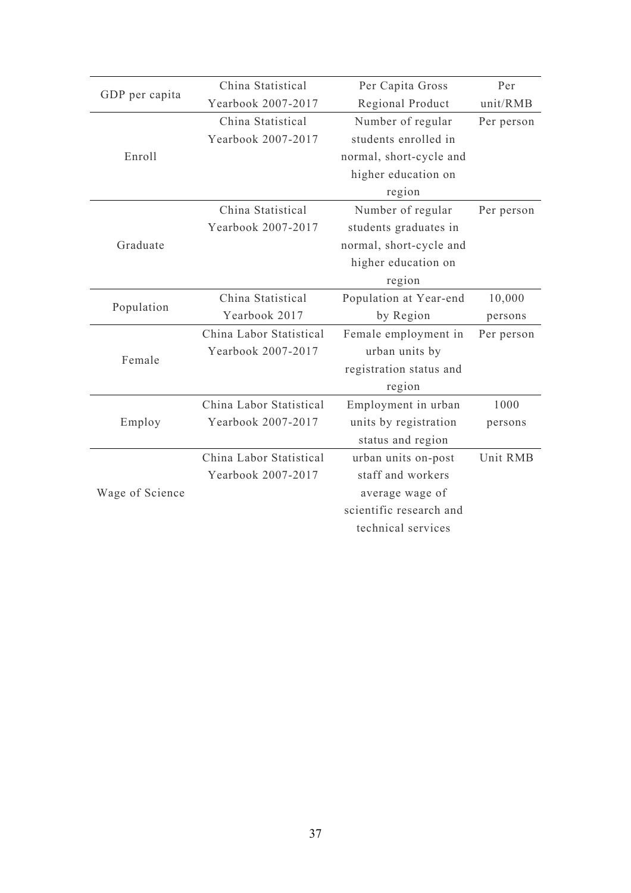| GDP per capita | China Statistical Yearbook 2007-2017 | Per Capita Gross Regional Product | Per unit/RMB |
|---|---|---|---|
| Enroll | China Statistical Yearbook 2007-2017 | Number of regular students enrolled in normal, short-cycle and higher education on region | Per person |
| Graduate | China Statistical Yearbook 2007-2017 | Number of regular students graduates in normal, short-cycle and higher education on region | Per person |
| Population | China Statistical Yearbook 2017 | Population at Year-end by Region | 10,000 persons |
| Female | China Labor Statistical Yearbook 2007-2017 | Female employment in urban units by registration status and region | Per person |
| Employ | China Labor Statistical Yearbook 2007-2017 | Employment in urban units by registration status and region | 1000 persons |
| Wage of Science | China Labor Statistical Yearbook 2007-2017 | urban units on-post staff and workers average wage of scientific research and technical services | Unit RMB |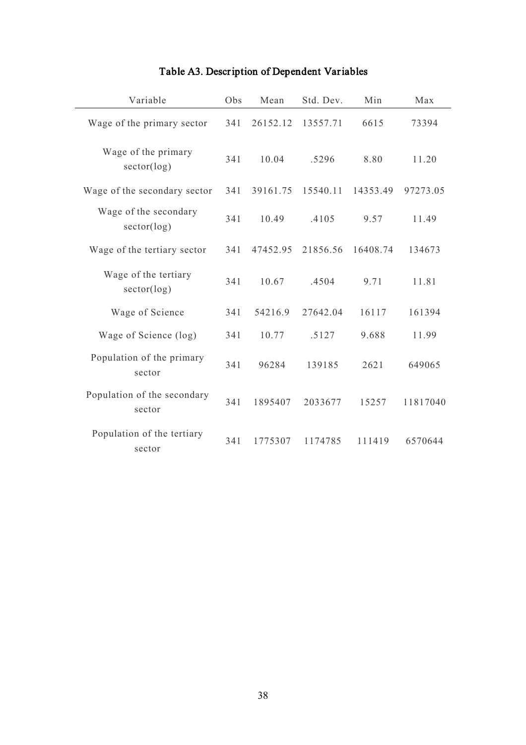# Table A3. Description of Dependent Variables

| Variable | Obs | Mean | Std. Dev. | Min | Max |
|---|---|---|---|---|---|
| Wage of the primary sector | 341 | 26152.12 | 13557.71 | 6615 | 73394 |
| Wage of the primary sector(log) | 341 | 10.04 | .5296 | 8.80 | 11.20 |
| Wage of the secondary sector | 341 | 39161.75 | 15540.11 | 14353.49 | 97273.05 |
| Wage of the secondary sector(log) | 341 | 10.49 | .4105 | 9.57 | 11.49 |
| Wage of the tertiary sector | 341 | 47452.95 | 21856.56 | 16408.74 | 134673 |
| Wage of the tertiary sector(log) | 341 | 10.67 | .4504 | 9.71 | 11.81 |
| Wage of Science | 341 | 54216.9 | 27642.04 | 16117 | 161394 |
| Wage of Science (log) | 341 | 10.77 | .5127 | 9.688 | 11.99 |
| Population of the primary sector | 341 | 96284 | 139185 | 2621 | 649065 |
| Population of the secondary sector | 341 | 1895407 | 2033677 | 15257 | 11817040 |
| Population of the tertiary sector | 341 | 1775307 | 1174785 | 111419 | 6570644 |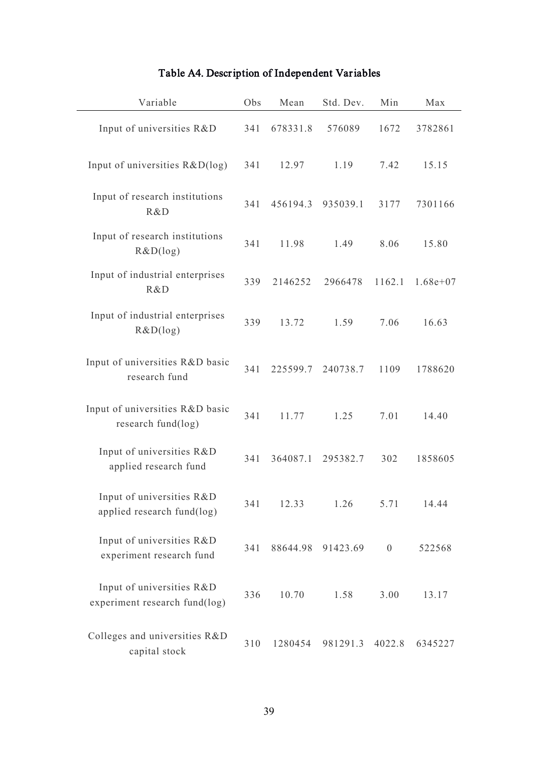# Table A4. Description of Independent Variables

| Variable | Obs | Mean | Std. Dev. | Min | Max |
|---|---|---|---|---|---|
| Input of universities R&D | 341 | 678331.8 | 576089 | 1672 | 3782861 |
| Input of universities R&D(log) | 341 | 12.97 | 1.19 | 7.42 | 15.15 |
| Input of research institutions R&D | 341 | 456194.3 | 935039.1 | 3177 | 7301166 |
| Input of research institutions R&D(log) | 341 | 11.98 | 1.49 | 8.06 | 15.80 |
| Input of industrial enterprises R&D | 339 | 2146252 | 2966478 | 1162.1 | 1.68e+07 |
| Input of industrial enterprises R&D(log) | 339 | 13.72 | 1.59 | 7.06 | 16.63 |
| Input of universities R&D basic research fund | 341 | 225599.7 | 240738.7 | 1109 | 1788620 |
| Input of universities R&D basic research fund(log) | 341 | 11.77 | 1.25 | 7.01 | 14.40 |
| Input of universities R&D applied research fund | 341 | 364087.1 | 295382.7 | 302 | 1858605 |
| Input of universities R&D applied research fund(log) | 341 | 12.33 | 1.26 | 5.71 | 14.44 |
| Input of universities R&D experiment research fund | 341 | 88644.98 | 91423.69 | 0 | 522568 |
| Input of universities R&D experiment research fund(log) | 336 | 10.70 | 1.58 | 3.00 | 13.17 |
| Colleges and universities R&D capital stock | 310 | 1280454 | 981291.3 | 4022.8 | 6345227 |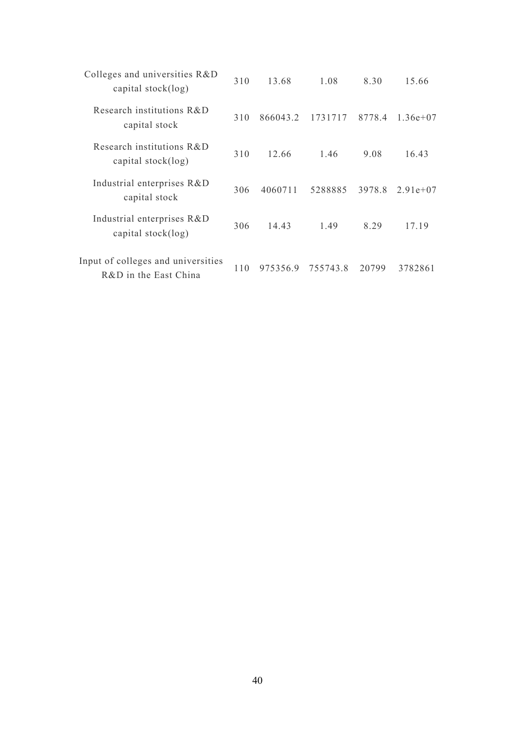| | | | | | |
|---|---|---|---|---|---|
| Colleges and universities R&D capital stock(log) | 310 | 13.68 | 1.08 | 8.30 | 15.66 |
| Research institutions R&D capital stock | 310 | 866043.2 | 1731717 | 8778.4 | 1.36e+07 |
| Research institutions R&D capital stock(log) | 310 | 12.66 | 1.46 | 9.08 | 16.43 |
| Industrial enterprises R&D capital stock | 306 | 4060711 | 5288885 | 3978.8 | 2.91e+07 |
| Industrial enterprises R&D capital stock(log) | 306 | 14.43 | 1.49 | 8.29 | 17.19 |
| Input of colleges and universities R&D in the East China | 110 | 975356.9 | 755743.8 | 20799 | 3782861 |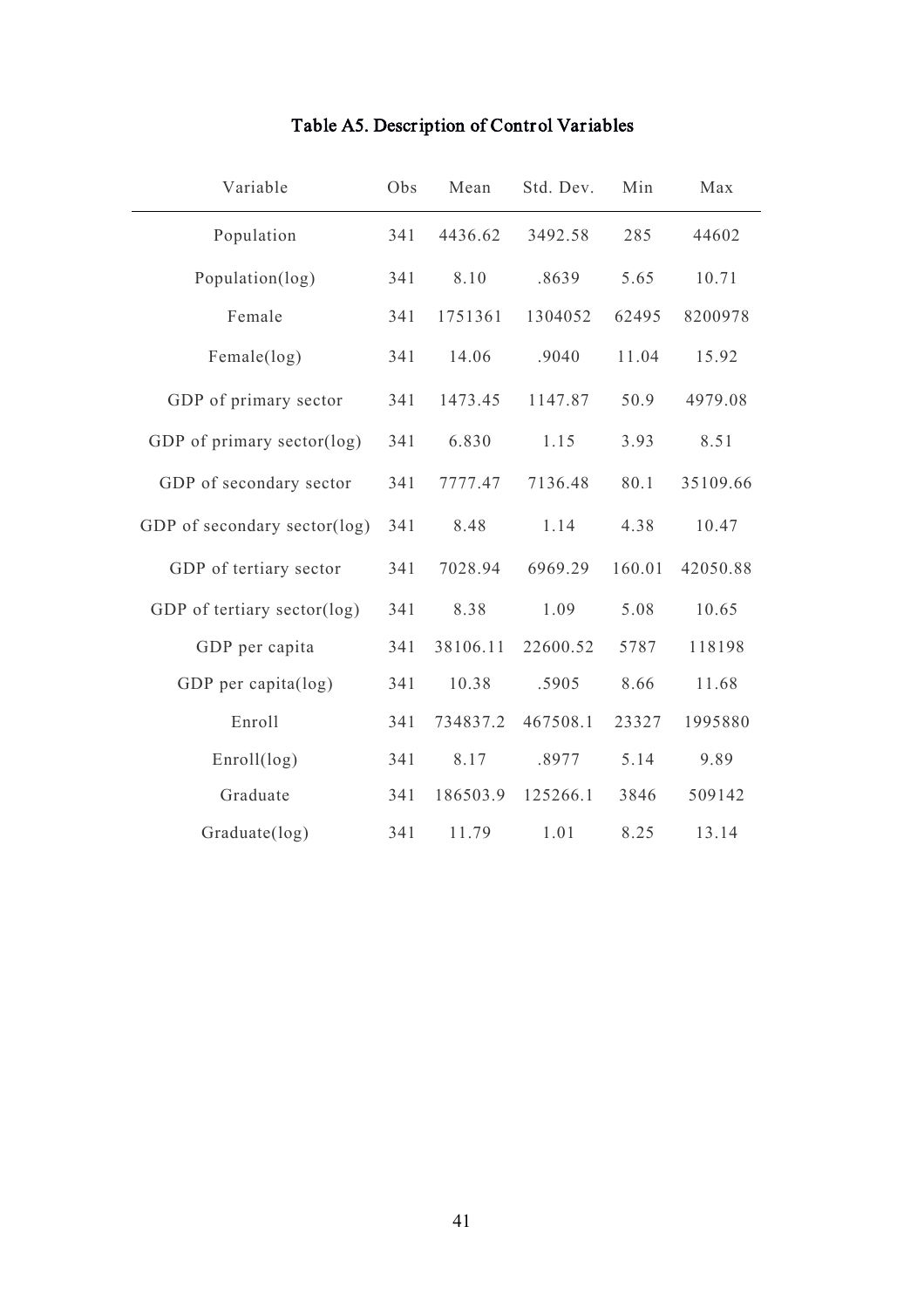# Table A5. Description of Control Variables

| Variable | Obs | Mean | Std. Dev. | Min | Max |
|---|---|---|---|---|---|
| Population | 341 | 4436.62 | 3492.58 | 285 | 44602 |
| Population(log) | 341 | 8.10 | .8639 | 5.65 | 10.71 |
| Female | 341 | 1751361 | 1304052 | 62495 | 8200978 |
| Female(log) | 341 | 14.06 | .9040 | 11.04 | 15.92 |
| GDP of primary sector | 341 | 1473.45 | 1147.87 | 50.9 | 4979.08 |
| GDP of primary sector(log) | 341 | 6.830 | 1.15 | 3.93 | 8.51 |
| GDP of secondary sector | 341 | 7777.47 | 7136.48 | 80.1 | 35109.66 |
| GDP of secondary sector(log) | 341 | 8.48 | 1.14 | 4.38 | 10.47 |
| GDP of tertiary sector | 341 | 7028.94 | 6969.29 | 160.01 | 42050.88 |
| GDP of tertiary sector(log) | 341 | 8.38 | 1.09 | 5.08 | 10.65 |
| GDP per capita | 341 | 38106.11 | 22600.52 | 5787 | 118198 |
| GDP per capita(log) | 341 | 10.38 | .5905 | 8.66 | 11.68 |
| Enroll | 341 | 734837.2 | 467508.1 | 23327 | 1995880 |
| Enroll(log) | 341 | 8.17 | .8977 | 5.14 | 9.89 |
| Graduate | 341 | 186503.9 | 125266.1 | 3846 | 509142 |
| Graduate(log) | 341 | 11.79 | 1.01 | 8.25 | 13.14 |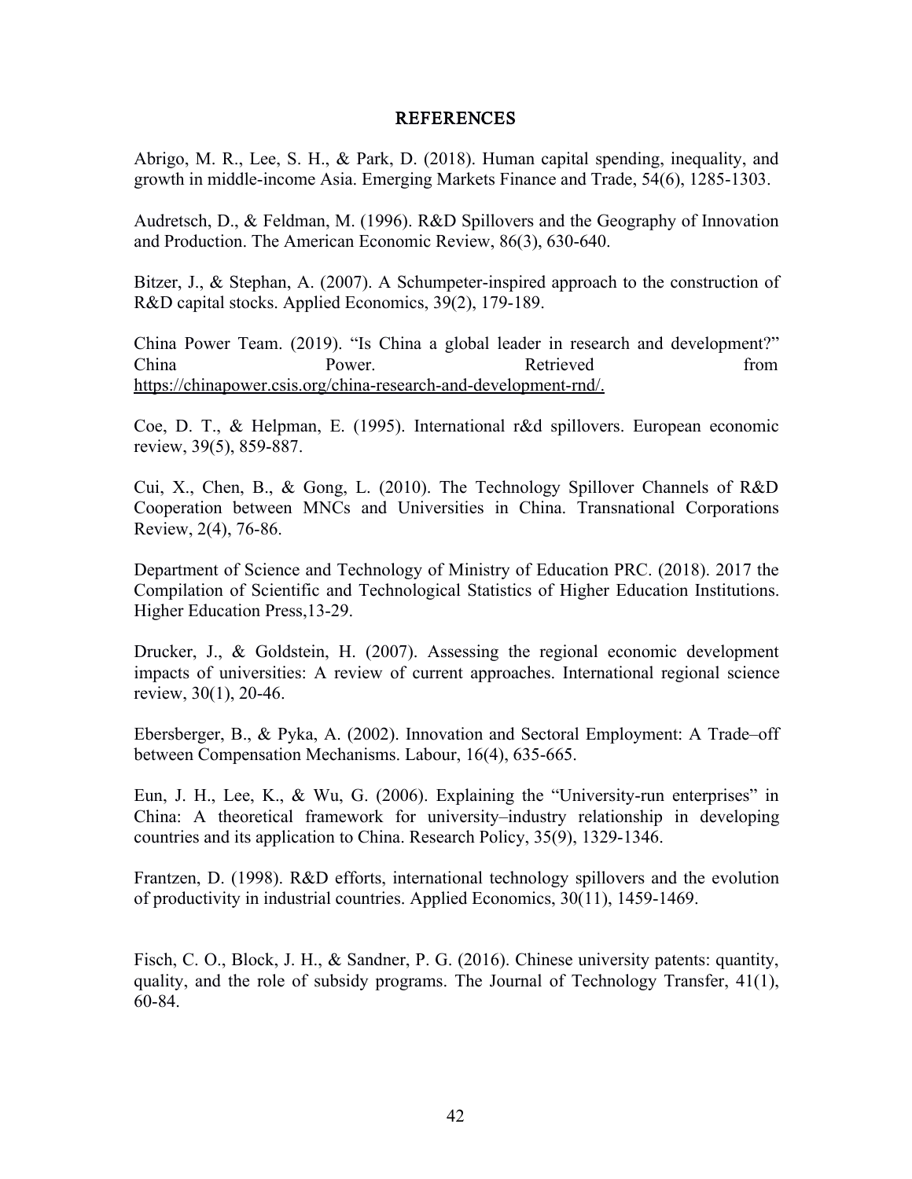# REFERENCES

Abrigo, M. R., Lee, S. H., & Park, D. (2018). Human capital spending, inequality, and growth in middle-income Asia. Emerging Markets Finance and Trade, 54(6), 1285-1303.

Audretsch, D., & Feldman, M. (1996). R&D Spillovers and the Geography of Innovation and Production. The American Economic Review, 86(3), 630-640.

Bitzer, J., & Stephan, A. (2007). A Schumpeter-inspired approach to the construction of R&D capital stocks. Applied Economics, 39(2), 179-189.

China Power Team. (2019). "Is China a global leader in research and development?" China Power. Retrieved from https://chinapower.csis.org/china-research-and-development-rnd/.

Coe, D. T., & Helpman, E. (1995). International r&d spillovers. European economic review, 39(5), 859-887.

Cui, X., Chen, B., & Gong, L. (2010). The Technology Spillover Channels of R&D Cooperation between MNCs and Universities in China. Transnational Corporations Review, 2(4), 76-86.

Department of Science and Technology of Ministry of Education PRC. (2018). 2017 the Compilation of Scientific and Technological Statistics of Higher Education Institutions. Higher Education Press,13-29.

Drucker, J., & Goldstein, H. (2007). Assessing the regional economic development impacts of universities: A review of current approaches. International regional science review, 30(1), 20-46.

Ebersberger, B., & Pyka, A. (2002). Innovation and Sectoral Employment: A Trade–off between Compensation Mechanisms. Labour, 16(4), 635-665.

Eun, J. H., Lee, K., & Wu, G. (2006). Explaining the "University-run enterprises" in China: A theoretical framework for university–industry relationship in developing countries and its application to China. Research Policy, 35(9), 1329-1346.

Frantzen, D. (1998). R&D efforts, international technology spillovers and the evolution of productivity in industrial countries. Applied Economics, 30(11), 1459-1469.

Fisch, C. O., Block, J. H., & Sandner, P. G. (2016). Chinese university patents: quantity, quality, and the role of subsidy programs. The Journal of Technology Transfer, 41(1), 60-84.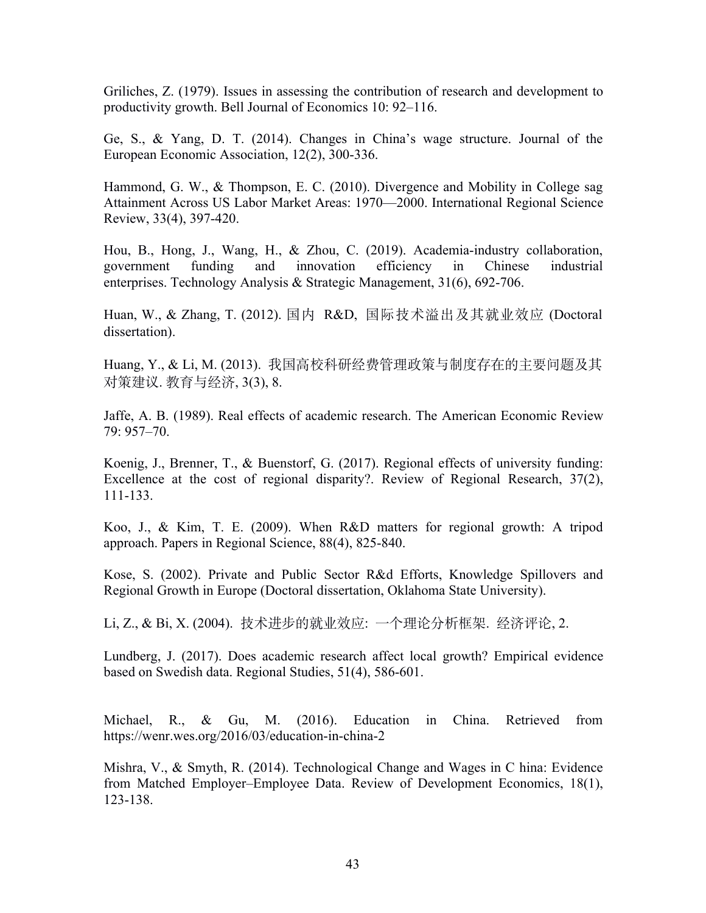Griliches, Z. (1979). Issues in assessing the contribution of research and development to productivity growth. Bell Journal of Economics 10: 92–116.

Ge, S., & Yang, D. T. (2014). Changes in China's wage structure. Journal of the European Economic Association, 12(2), 300-336.

Hammond, G. W., & Thompson, E. C. (2010). Divergence and Mobility in College sag Attainment Across US Labor Market Areas: 1970—2000. International Regional Science Review, 33(4), 397-420.

Hou, B., Hong, J., Wang, H., & Zhou, C. (2019). Academia-industry collaboration, government funding and innovation efficiency in Chinese industrial enterprises. Technology Analysis & Strategic Management, 31(6), 692-706.

Huan, W., & Zhang, T. (2012). 国内 R&D, 国际技术溢出及其就业效应 (Doctoral dissertation).

Huang, Y., & Li, M. (2013). 我国高校科研经费管理政策与制度存在的主要问题及其对策建议. 教育与经济, 3(3), 8.

Jaffe, A. B. (1989). Real effects of academic research. The American Economic Review 79: 957–70.

Koenig, J., Brenner, T., & Buenstorf, G. (2017). Regional effects of university funding: Excellence at the cost of regional disparity?. Review of Regional Research, 37(2), 111-133.

Koo, J., & Kim, T. E. (2009). When R&D matters for regional growth: A tripod approach. Papers in Regional Science, 88(4), 825-840.

Kose, S. (2002). Private and Public Sector R&d Efforts, Knowledge Spillovers and Regional Growth in Europe (Doctoral dissertation, Oklahoma State University).

Li, Z., & Bi, X. (2004). 技术进步的就业效应: 一个理论分析框架. 经济评论, 2.

Lundberg, J. (2017). Does academic research affect local growth? Empirical evidence based on Swedish data. Regional Studies, 51(4), 586-601.

Michael, R., & Gu, M. (2016). Education in China. Retrieved from https://wenr.wes.org/2016/03/education-in-china-2

Mishra, V., & Smyth, R. (2014). Technological Change and Wages in C hina: Evidence from Matched Employer–Employee Data. Review of Development Economics, 18(1), 123-138.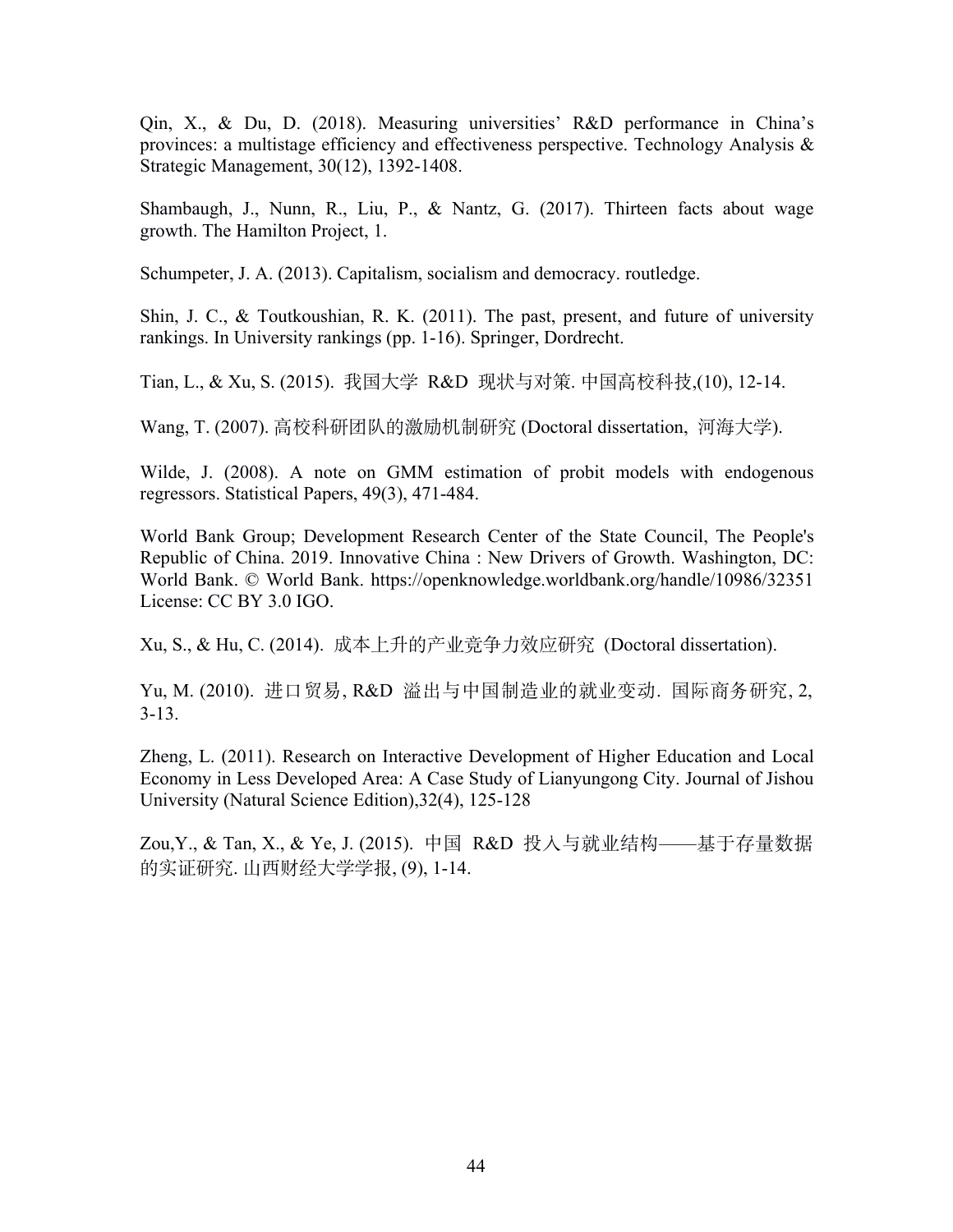Qin, X., & Du, D. (2018). Measuring universities' R&D performance in China's provinces: a multistage efficiency and effectiveness perspective. Technology Analysis & Strategic Management, 30(12), 1392-1408.

Shambaugh, J., Nunn, R., Liu, P., & Nantz, G. (2017). Thirteen facts about wage growth. The Hamilton Project, 1.

Schumpeter, J. A. (2013). Capitalism, socialism and democracy. routledge.

Shin, J. C., & Toutkoushian, R. K. (2011). The past, present, and future of university rankings. In University rankings (pp. 1-16). Springer, Dordrecht.

Tian, L., & Xu, S. (2015). 我国大学 R&D 现状与对策. 中国高校科技,(10), 12-14.

Wang, T. (2007). 高校科研团队的激励机制研究 (Doctoral dissertation, 河海大学).

Wilde, J. (2008). A note on GMM estimation of probit models with endogenous regressors. Statistical Papers, 49(3), 471-484.

World Bank Group; Development Research Center of the State Council, The People's Republic of China. 2019. Innovative China : New Drivers of Growth. Washington, DC: World Bank. © World Bank. https://openknowledge.worldbank.org/handle/10986/32351 License: CC BY 3.0 IGO.

Xu, S., & Hu, C. (2014). 成本上升的产业竞争力效应研究 (Doctoral dissertation).

Yu, M. (2010). 进口贸易, R&D 溢出与中国制造业的就业变动. 国际商务研究, 2, 3-13.

Zheng, L. (2011). Research on Interactive Development of Higher Education and Local Economy in Less Developed Area: A Case Study of Lianyungong City. Journal of Jishou University (Natural Science Edition),32(4), 125-128

Zou,Y., & Tan, X., & Ye, J. (2015). 中国 R&D 投入与就业结构——基于存量数据的实证研究. 山西财经大学学报, (9), 1-14.